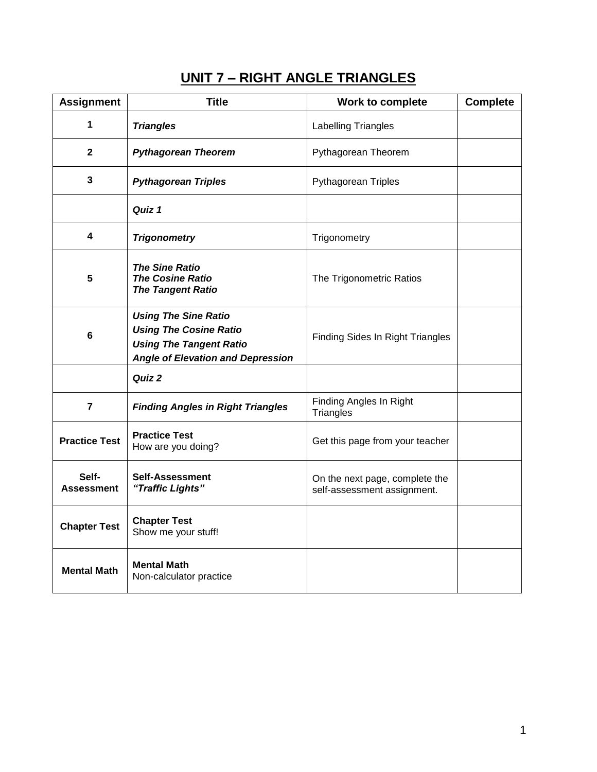# UNIT 7 – RIGHT ANGLE TRIANGLES

| Assignment | Title | Work to complete | Complete |
|---|---|---|---|
| **1** | ***Triangles*** | Labelling Triangles | |
| **2** | ***Pythagorean Theorem*** | Pythagorean Theorem | |
| **3** | ***Pythagorean Triples*** | Pythagorean Triples | |
| | ***Quiz 1*** | | |
| **4** | ***Trigonometry*** | Trigonometry | |
| **5** | ***The Sine Ratio***<br>***The Cosine Ratio***<br>***The Tangent Ratio*** | The Trigonometric Ratios | |
| **6** | ***Using The Sine Ratio***<br>***Using The Cosine Ratio***<br>***Using The Tangent Ratio***<br>***Angle of Elevation and Depression*** | Finding Sides In Right Triangles | |
| | ***Quiz 2*** | | |
| **7** | ***Finding Angles in Right Triangles*** | Finding Angles In Right Triangles | |
| **Practice Test** | **Practice Test**<br>How are you doing? | Get this page from your teacher | |
| **Self-Assessment** | **Self-Assessment**<br>***"Traffic Lights"*** | On the next page, complete the self-assessment assignment. | |
| **Chapter Test** | **Chapter Test**<br>Show me your stuff! | | |
| **Mental Math** | **Mental Math**<br>Non-calculator practice | | |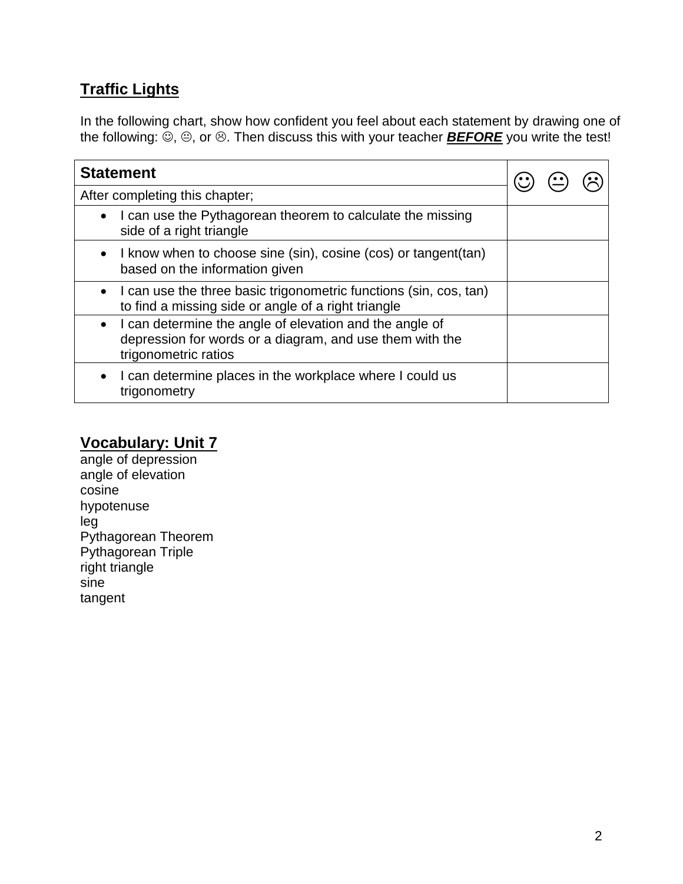## Traffic Lights

In the following chart, show how confident you feel about each statement by drawing one of the following: ☺, 😐, or ☹. Then discuss this with your teacher ***BEFORE*** you write the test!

| Statement | ☺ 😐 ☹ |
|---|---|
| After completing this chapter; | |
| • I can use the Pythagorean theorem to calculate the missing side of a right triangle | |
| • I know when to choose sine (sin), cosine (cos) or tangent(tan) based on the information given | |
| • I can use the three basic trigonometric functions (sin, cos, tan) to find a missing side or angle of a right triangle | |
| • I can determine the angle of elevation and the angle of depression for words or a diagram, and use them with the trigonometric ratios | |
| • I can determine places in the workplace where I could us trigonometry | |

## Vocabulary: Unit 7

angle of depression
angle of elevation
cosine
hypotenuse
leg
Pythagorean Theorem
Pythagorean Triple
right triangle
sine
tangent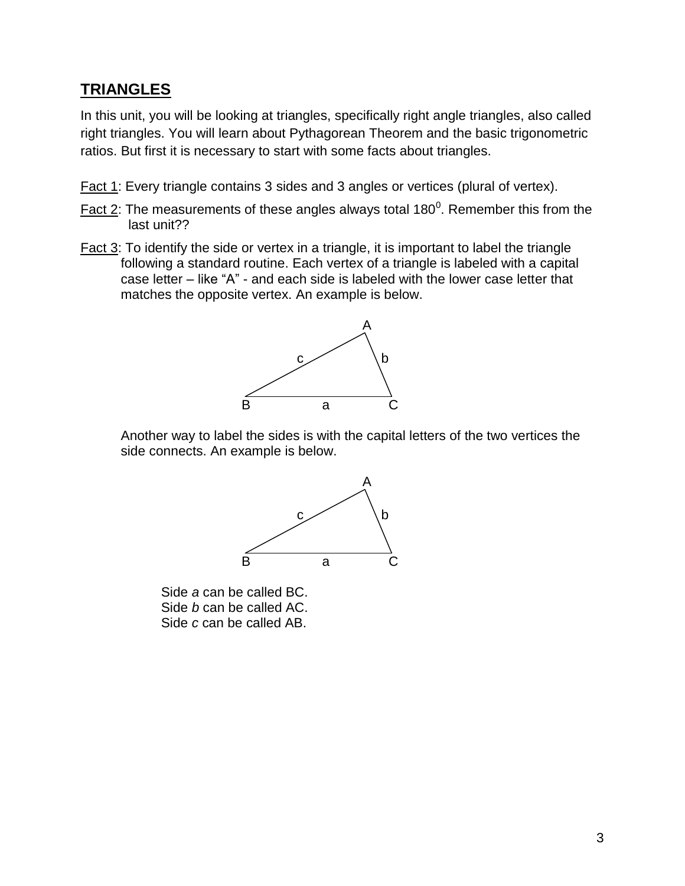## TRIANGLES

In this unit, you will be looking at triangles, specifically right angle triangles, also called right triangles. You will learn about Pythagorean Theorem and the basic trigonometric ratios. But first it is necessary to start with some facts about triangles.

Fact 1: Every triangle contains 3 sides and 3 angles or vertices (plural of vertex).

Fact 2: The measurements of these angles always total $180^0$. Remember this from the last unit??

Fact 3: To identify the side or vertex in a triangle, it is important to label the triangle following a standard routine. Each vertex of a triangle is labeled with a capital case letter – like "A" - and each side is labeled with the lower case letter that matches the opposite vertex. An example is below.

Another way to label the sides is with the capital letters of the two vertices the side connects. An example is below.

Side *a* can be called BC.
Side *b* can be called AC.
Side *c* can be called AB.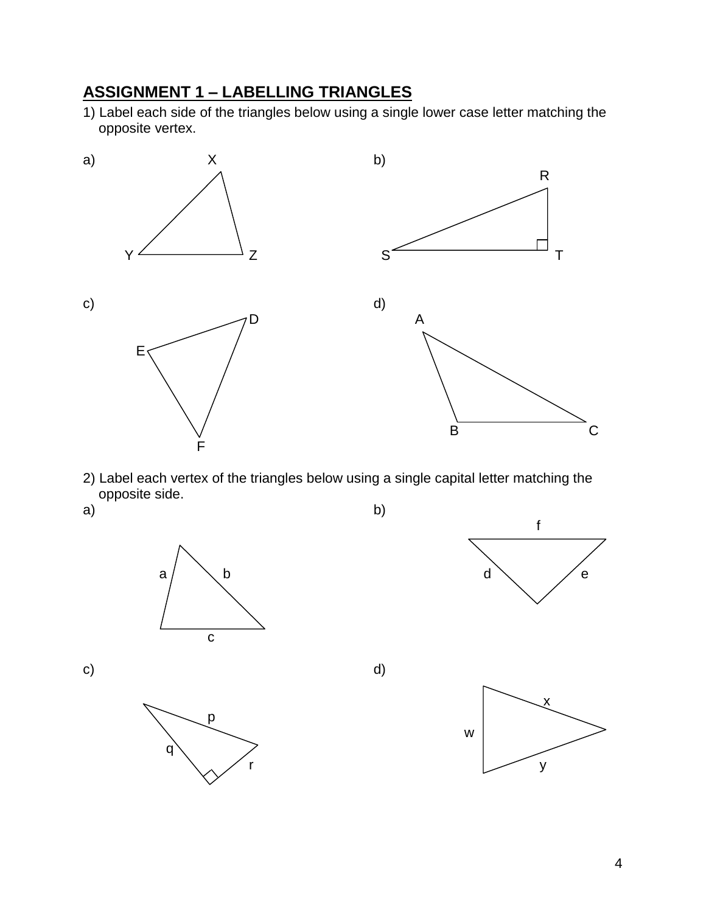## ASSIGNMENT 1 – LABELLING TRIANGLES

1) Label each side of the triangles below using a single lower case letter matching the opposite vertex.

a) X, Y, Z

b) R, S, T

c) D, E, F

d) A, B, C

2) Label each vertex of the triangles below using a single capital letter matching the opposite side.

a) a, b, c

b) f, d, e

c) p, q, r

d) x, w, y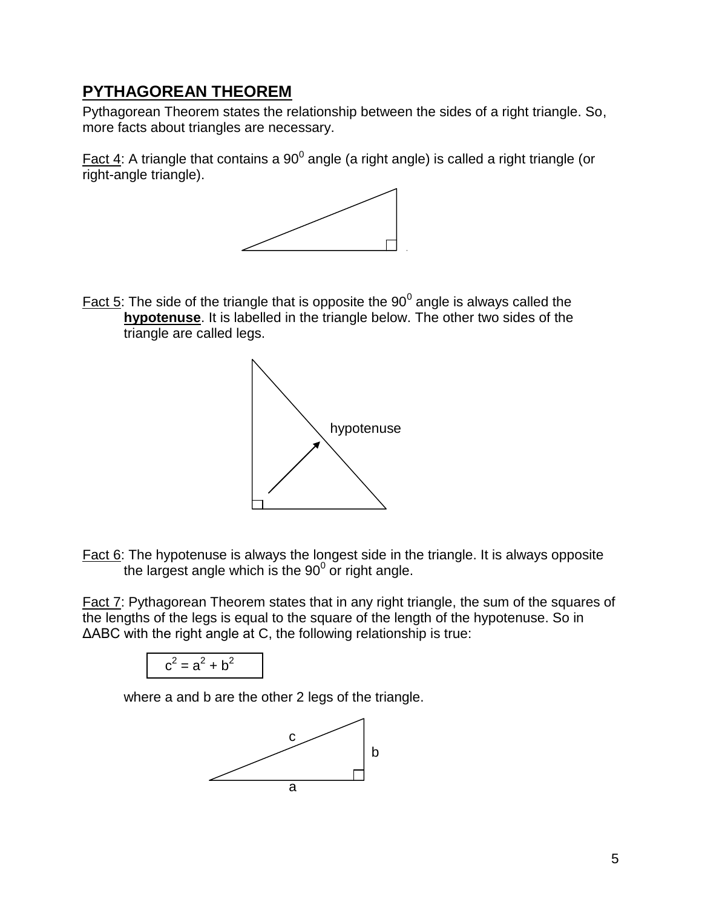## PYTHAGOREAN THEOREM

Pythagorean Theorem states the relationship between the sides of a right triangle. So, more facts about triangles are necessary.

Fact 4: A triangle that contains a $90^0$ angle (a right angle) is called a right triangle (or right-angle triangle).

Fact 5: The side of the triangle that is opposite the $90^0$ angle is always called the **hypotenuse**. It is labelled in the triangle below. The other two sides of the triangle are called legs.

hypotenuse

Fact 6: The hypotenuse is always the longest side in the triangle. It is always opposite the largest angle which is the $90^0$ or right angle.

Fact 7: Pythagorean Theorem states that in any right triangle, the sum of the squares of the lengths of the legs is equal to the square of the length of the hypotenuse. So in ΔABC with the right angle at C, the following relationship is true:

$$c^2 = a^2 + b^2$$

where a and b are the other 2 legs of the triangle.

c

b

a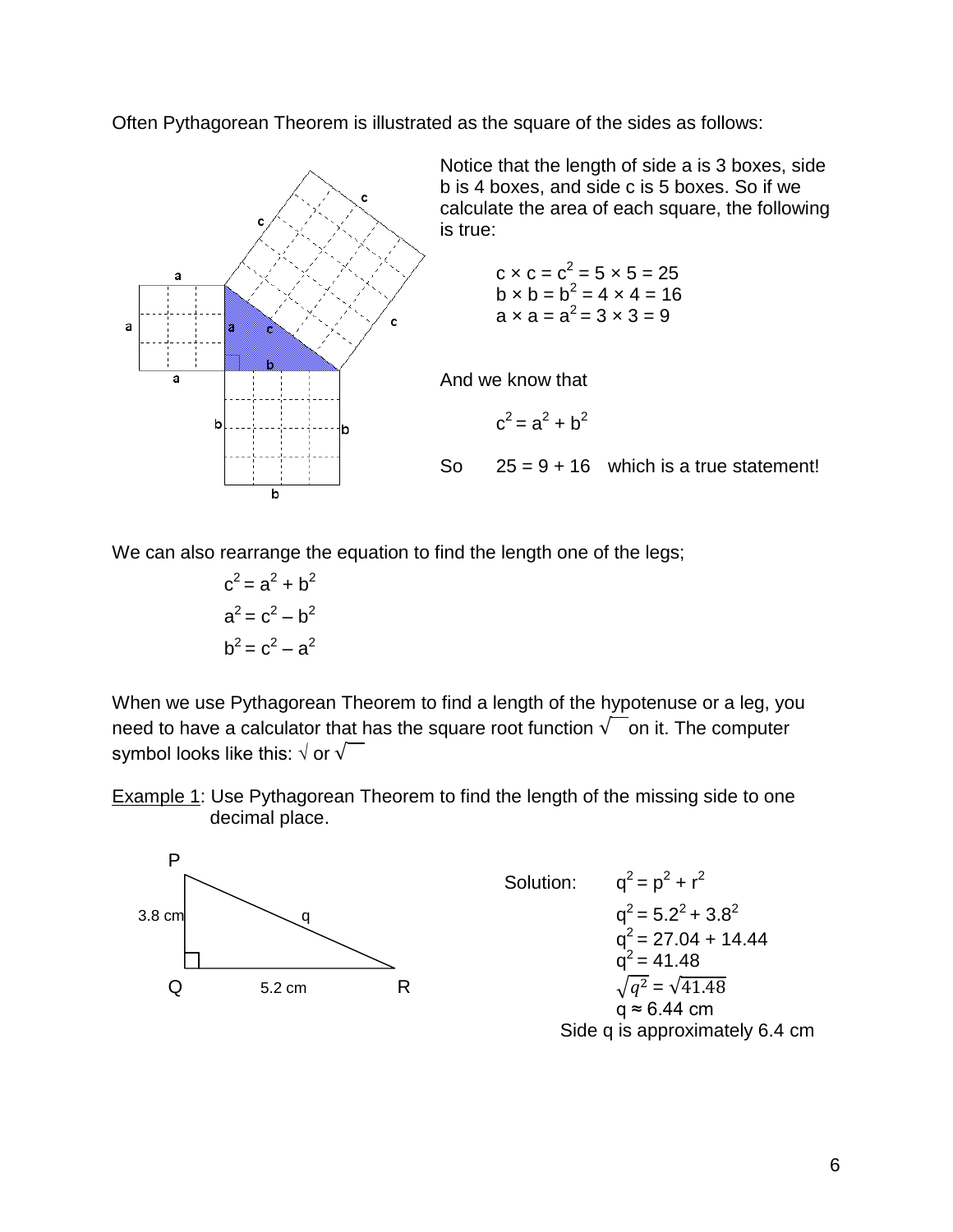Often Pythagorean Theorem is illustrated as the square of the sides as follows:

Notice that the length of side a is 3 boxes, side b is 4 boxes, and side c is 5 boxes. So if we calculate the area of each square, the following is true:

$$c \times c = c^2 = 5 \times 5 = 25$$
$$b \times b = b^2 = 4 \times 4 = 16$$
$$a \times a = a^2 = 3 \times 3 = 9$$

And we know that

$$c^2 = a^2 + b^2$$

So $\quad 25 = 9 + 16 \quad$ which is a true statement!

We can also rearrange the equation to find the length one of the legs;

$$c^2 = a^2 + b^2$$
$$a^2 = c^2 - b^2$$
$$b^2 = c^2 - a^2$$

When we use Pythagorean Theorem to find a length of the hypotenuse or a leg, you need to have a calculator that has the square root function $\sqrt{\ }$ on it. The computer symbol looks like this: √ or $\sqrt{\ }$

Example 1: Use Pythagorean Theorem to find the length of the missing side to one decimal place.

Solution:

$$q^2 = p^2 + r^2$$
$$q^2 = 5.2^2 + 3.8^2$$
$$q^2 = 27.04 + 14.44$$
$$q^2 = 41.48$$
$$\sqrt{q^2} = \sqrt{41.48}$$
$$q \approx 6.44 \text{ cm}$$

Side q is approximately 6.4 cm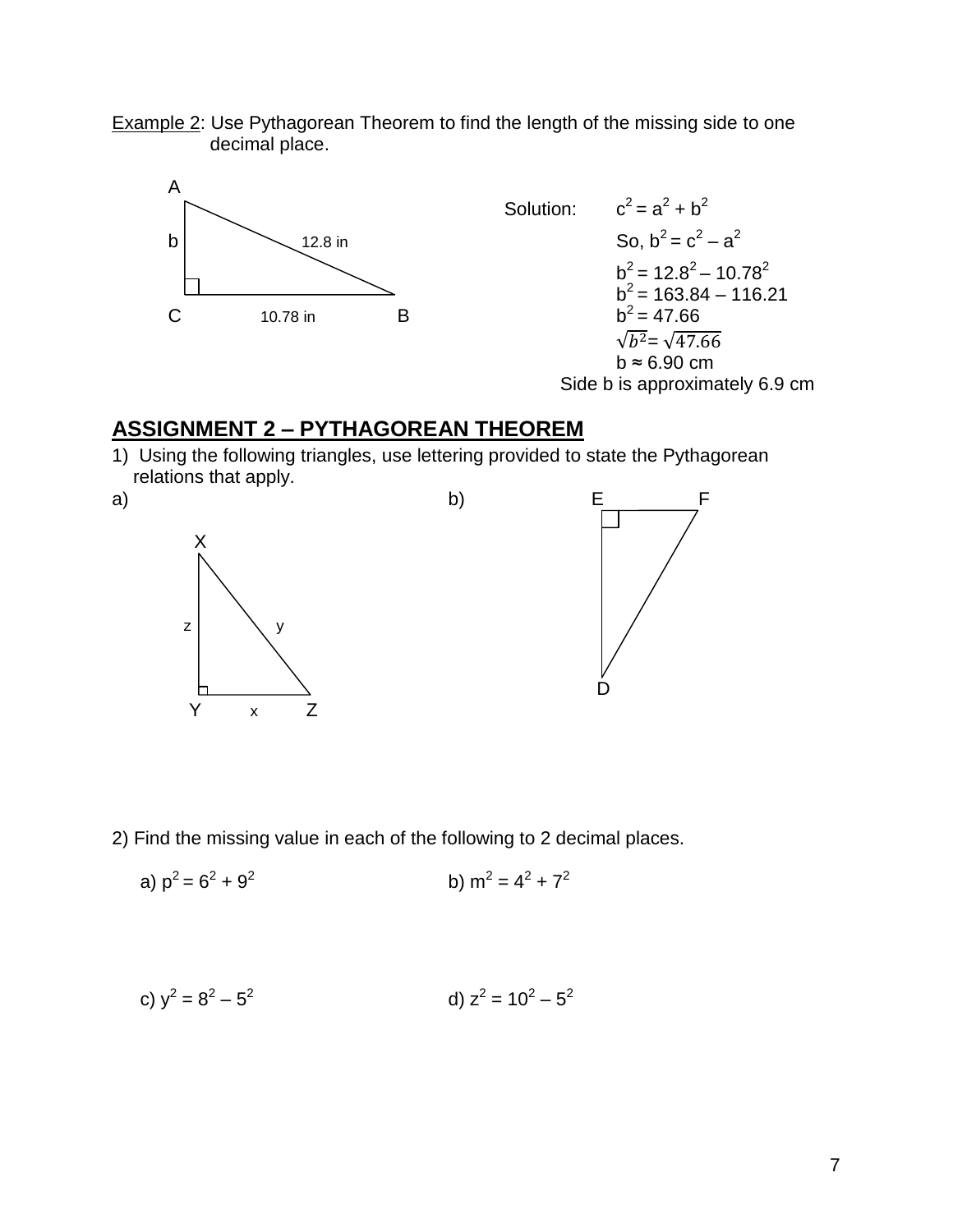Example 2: Use Pythagorean Theorem to find the length of the missing side to one decimal place.

A

b 12.8 in

C 10.78 in B

Solution: $c^2 = a^2 + b^2$

So, $b^2 = c^2 - a^2$

$b^2 = 12.8^2 - 10.78^2$

$b^2 = 163.84 - 116.21$

$b^2 = 47.66$

$\sqrt{b^2} = \sqrt{47.66}$

$b \approx 6.90$ cm

Side b is approximately 6.9 cm

## ASSIGNMENT 2 – PYTHAGOREAN THEOREM

1) Using the following triangles, use lettering provided to state the Pythagorean relations that apply.

a)

X

z y

Y x Z

b)

E F

D

2) Find the missing value in each of the following to 2 decimal places.

a) $p^2 = 6^2 + 9^2$

b) $m^2 = 4^2 + 7^2$

c) $y^2 = 8^2 - 5^2$

d) $z^2 = 10^2 - 5^2$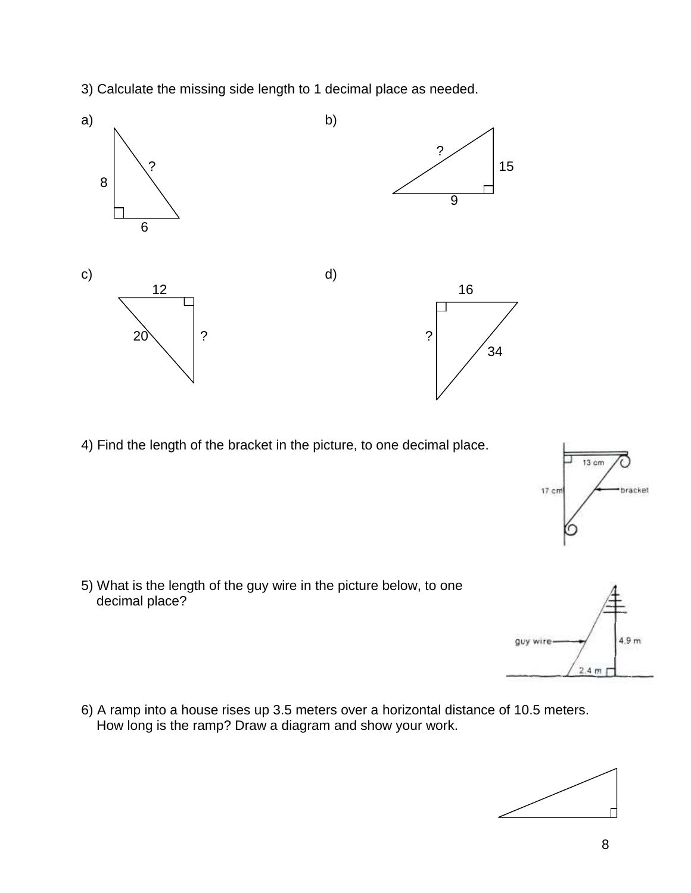3) Calculate the missing side length to 1 decimal place as needed.

a) 

8, 6, ?

b) 

?, 15, 9

c) 

12, 20, ?

d) 

16, ?, 34

4) Find the length of the bracket in the picture, to one decimal place.

13 cm, 17 cm, bracket

5) What is the length of the guy wire in the picture below, to one decimal place?

guy wire, 4.9 m, 2.4 m

6) A ramp into a house rises up 3.5 meters over a horizontal distance of 10.5 meters. How long is the ramp? Draw a diagram and show your work.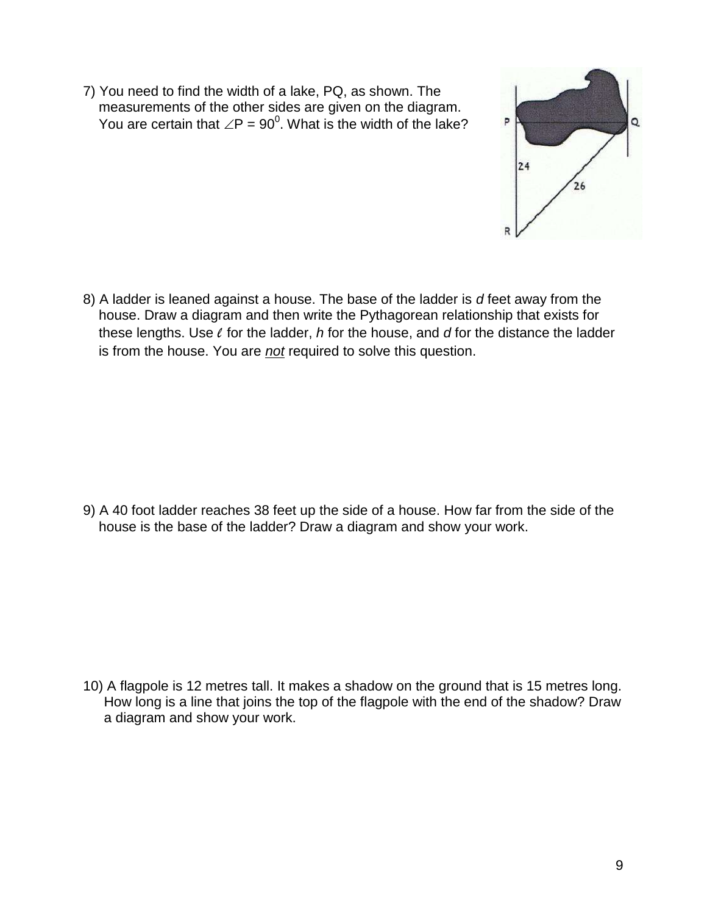7) You need to find the width of a lake, PQ, as shown. The measurements of the other sides are given on the diagram. You are certain that $\angle P = 90^0$. What is the width of the lake?

8) A ladder is leaned against a house. The base of the ladder is *d* feet away from the house. Draw a diagram and then write the Pythagorean relationship that exists for these lengths. Use $\ell$ for the ladder, *h* for the house, and *d* for the distance the ladder is from the house. You are ***not*** required to solve this question.

9) A 40 foot ladder reaches 38 feet up the side of a house. How far from the side of the house is the base of the ladder? Draw a diagram and show your work.

10) A flagpole is 12 metres tall. It makes a shadow on the ground that is 15 metres long. How long is a line that joins the top of the flagpole with the end of the shadow? Draw a diagram and show your work.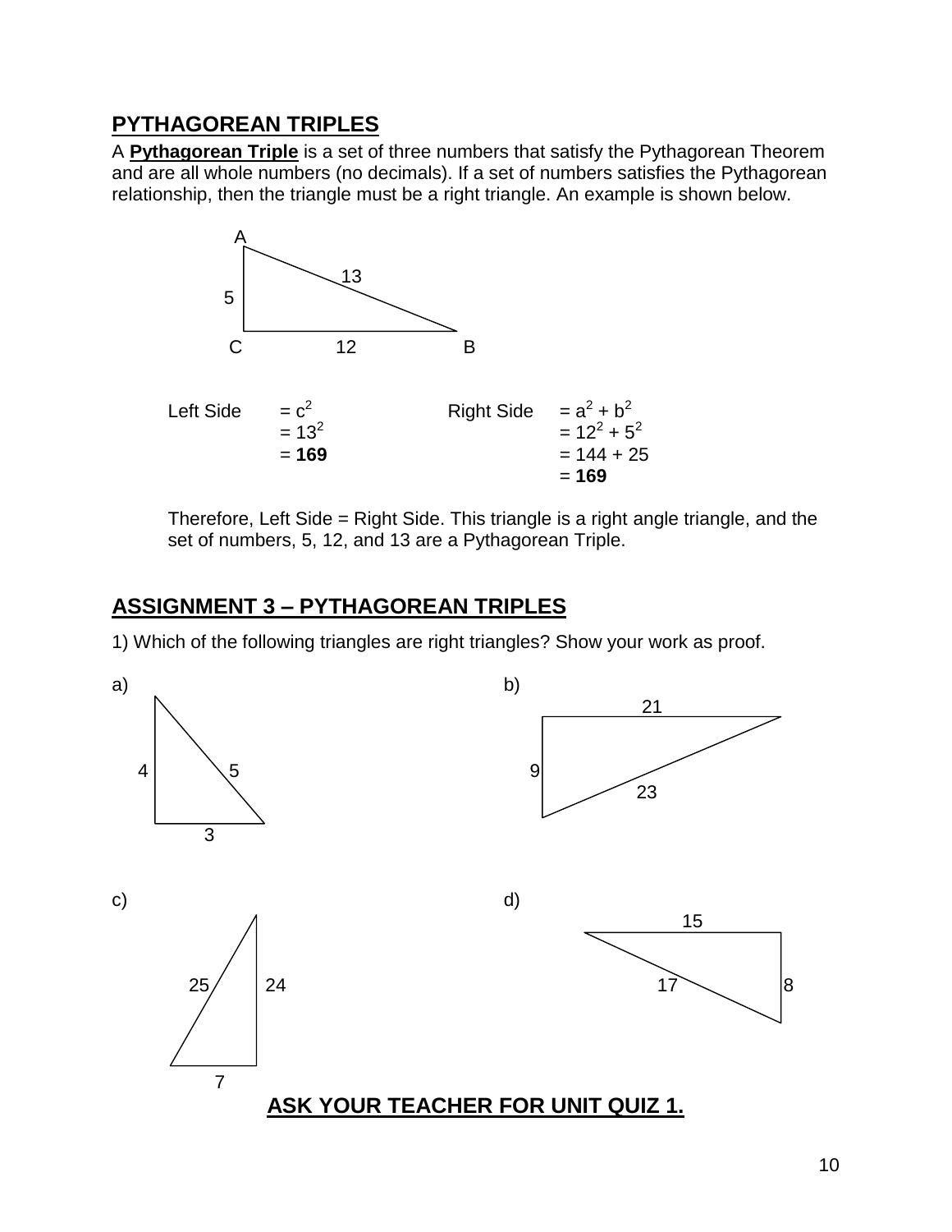## PYTHAGOREAN TRIPLES

A **Pythagorean Triple** is a set of three numbers that satisfy the Pythagorean Theorem and are all whole numbers (no decimals). If a set of numbers satisfies the Pythagorean relationship, then the triangle must be a right triangle. An example is shown below.

A

13

5

C　　　12　　　B

Left Side $= c^2$
$= 13^2$
$= \mathbf{169}$

Right Side $= a^2 + b^2$
$= 12^2 + 5^2$
$= 144 + 25$
$= \mathbf{169}$

Therefore, Left Side = Right Side. This triangle is a right angle triangle, and the set of numbers, 5, 12, and 13 are a Pythagorean Triple.

## ASSIGNMENT 3 – PYTHAGOREAN TRIPLES

1) Which of the following triangles are right triangles? Show your work as proof.

a) 4, 5, 3

b) 21, 9, 23

c) 25, 24, 7

d) 15, 17, 8

**ASK YOUR TEACHER FOR UNIT QUIZ 1.**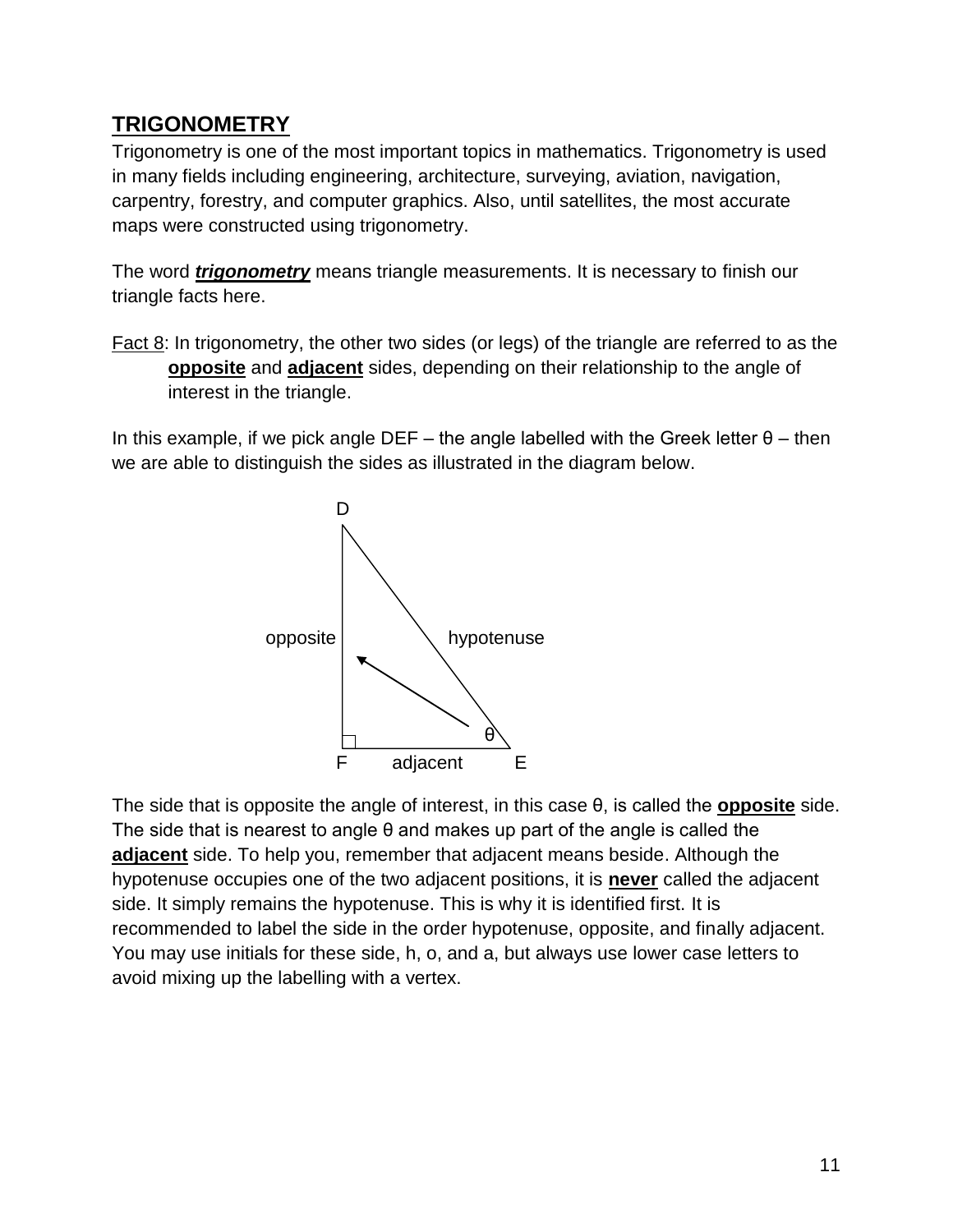## TRIGONOMETRY

Trigonometry is one of the most important topics in mathematics. Trigonometry is used in many fields including engineering, architecture, surveying, aviation, navigation, carpentry, forestry, and computer graphics. Also, until satellites, the most accurate maps were constructed using trigonometry.

The word ***trigonometry*** means triangle measurements. It is necessary to finish our triangle facts here.

Fact 8: In trigonometry, the other two sides (or legs) of the triangle are referred to as the **opposite** and **adjacent** sides, depending on their relationship to the angle of interest in the triangle.

In this example, if we pick angle DEF – the angle labelled with the Greek letter θ – then we are able to distinguish the sides as illustrated in the diagram below.

The side that is opposite the angle of interest, in this case θ, is called the **opposite** side. The side that is nearest to angle θ and makes up part of the angle is called the **adjacent** side. To help you, remember that adjacent means beside. Although the hypotenuse occupies one of the two adjacent positions, it is **never** called the adjacent side. It simply remains the hypotenuse. This is why it is identified first. It is recommended to label the side in the order hypotenuse, opposite, and finally adjacent. You may use initials for these side, h, o, and a, but always use lower case letters to avoid mixing up the labelling with a vertex.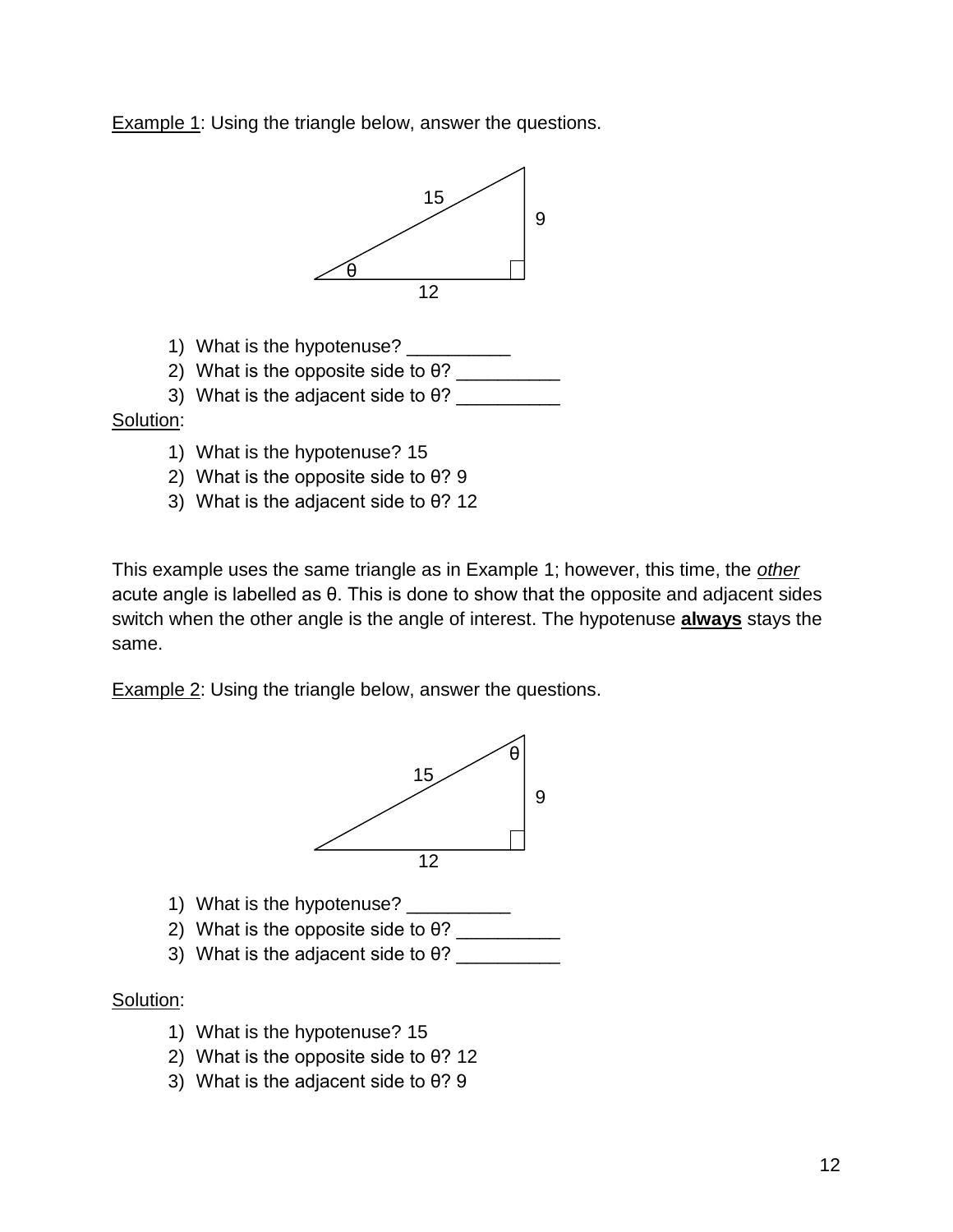Example 1: Using the triangle below, answer the questions.

1) What is the hypotenuse? __________
2) What is the opposite side to θ? __________
3) What is the adjacent side to θ? __________

Solution:

1) What is the hypotenuse? 15
2) What is the opposite side to θ? 9
3) What is the adjacent side to θ? 12

This example uses the same triangle as in Example 1; however, this time, the *other* acute angle is labelled as θ. This is done to show that the opposite and adjacent sides switch when the other angle is the angle of interest. The hypotenuse **always** stays the same.

Example 2: Using the triangle below, answer the questions.

1) What is the hypotenuse? __________
2) What is the opposite side to θ? __________
3) What is the adjacent side to θ? __________

Solution:

1) What is the hypotenuse? 15
2) What is the opposite side to θ? 12
3) What is the adjacent side to θ? 9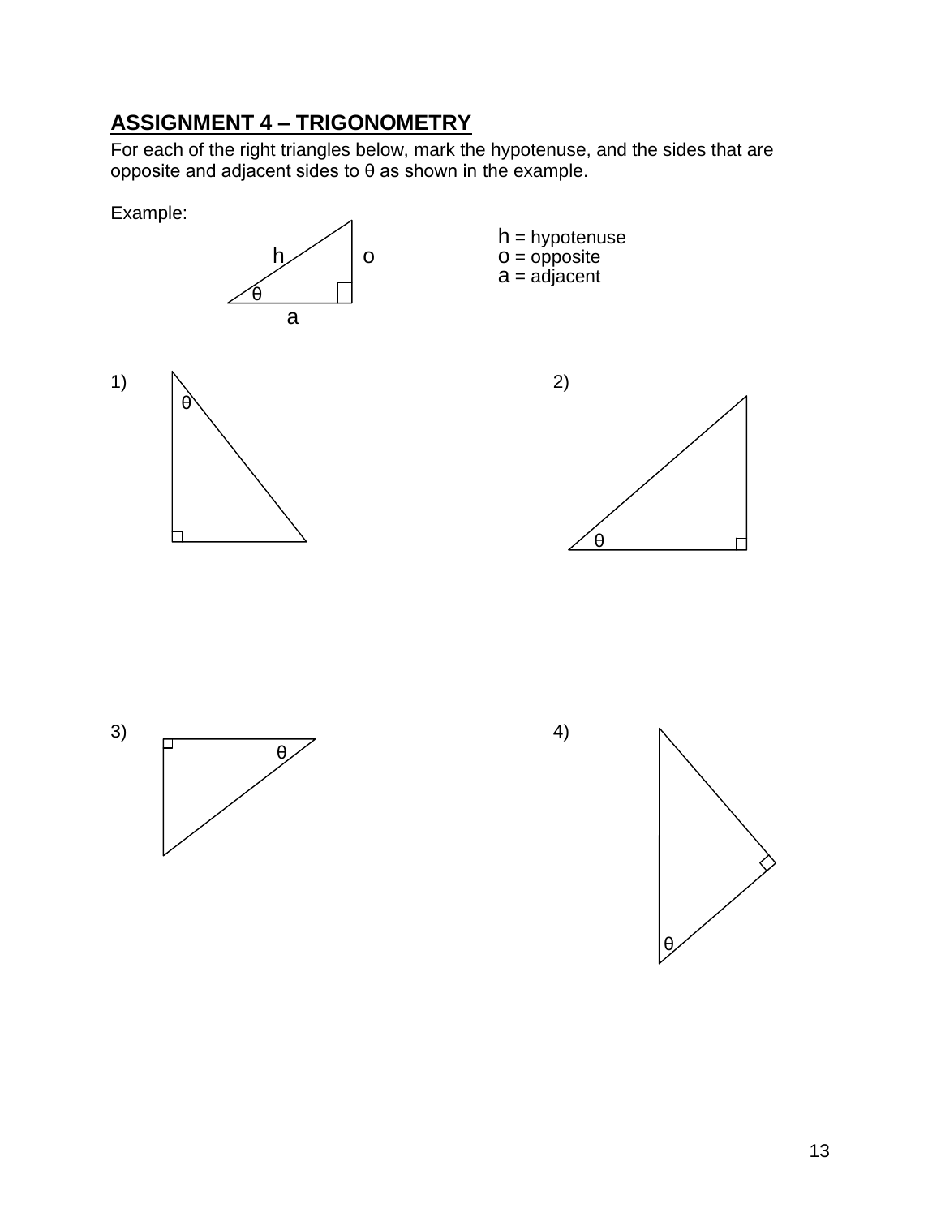## ASSIGNMENT 4 – TRIGONOMETRY

For each of the right triangles below, mark the hypotenuse, and the sides that are opposite and adjacent sides to θ as shown in the example.

Example:

h = hypotenuse
o = opposite
a = adjacent

1)

2)

3)

4)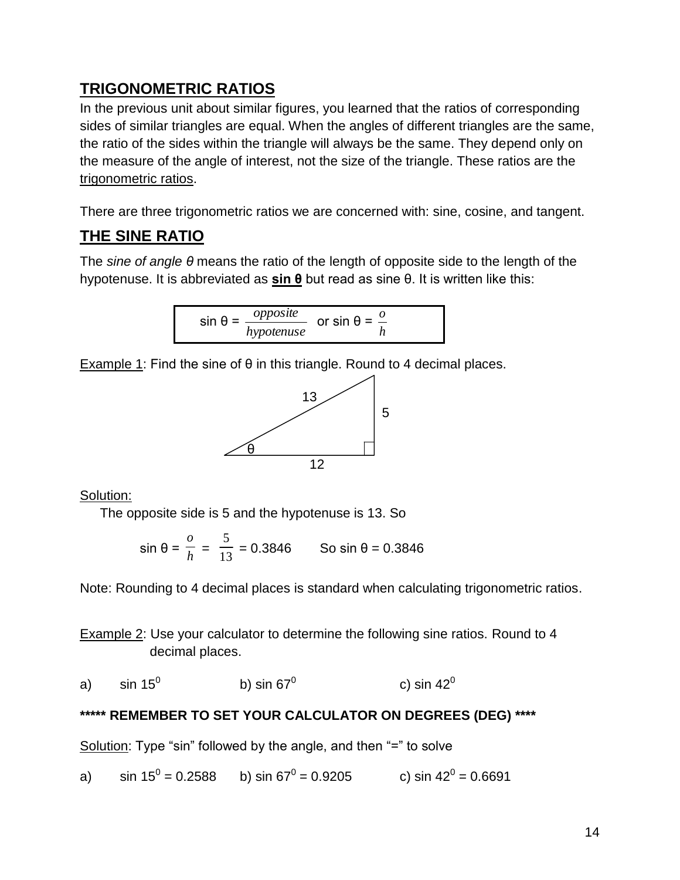## TRIGONOMETRIC RATIOS

In the previous unit about similar figures, you learned that the ratios of corresponding sides of similar triangles are equal. When the angles of different triangles are the same, the ratio of the sides within the triangle will always be the same. They depend only on the measure of the angle of interest, not the size of the triangle. These ratios are the trigonometric ratios.

There are three trigonometric ratios we are concerned with: sine, cosine, and tangent.

## THE SINE RATIO

The *sine of angle θ* means the ratio of the length of opposite side to the length of the hypotenuse. It is abbreviated as **sin θ** but read as sine θ. It is written like this:

$$\sin \theta = \frac{opposite}{hypotenuse} \quad \text{or} \quad \sin \theta = \frac{o}{h}$$

Example 1: Find the sine of θ in this triangle. Round to 4 decimal places.

(Right triangle with hypotenuse 13, side opposite θ equal to 5, side adjacent to θ equal to 12.)

Solution:

The opposite side is 5 and the hypotenuse is 13. So

$$\sin \theta = \frac{o}{h} = \frac{5}{13} = 0.3846 \qquad \text{So } \sin \theta = 0.3846$$

Note: Rounding to 4 decimal places is standard when calculating trigonometric ratios.

Example 2: Use your calculator to determine the following sine ratios. Round to 4 decimal places.

a) $\sin 15^0$ b) $\sin 67^0$ c) $\sin 42^0$

**\*\*\*\*\* REMEMBER TO SET YOUR CALCULATOR ON DEGREES (DEG) \*\*\*\***

Solution: Type "sin" followed by the angle, and then "=" to solve

a) $\sin 15^0 = 0.2588$ b) $\sin 67^0 = 0.9205$ c) $\sin 42^0 = 0.6691$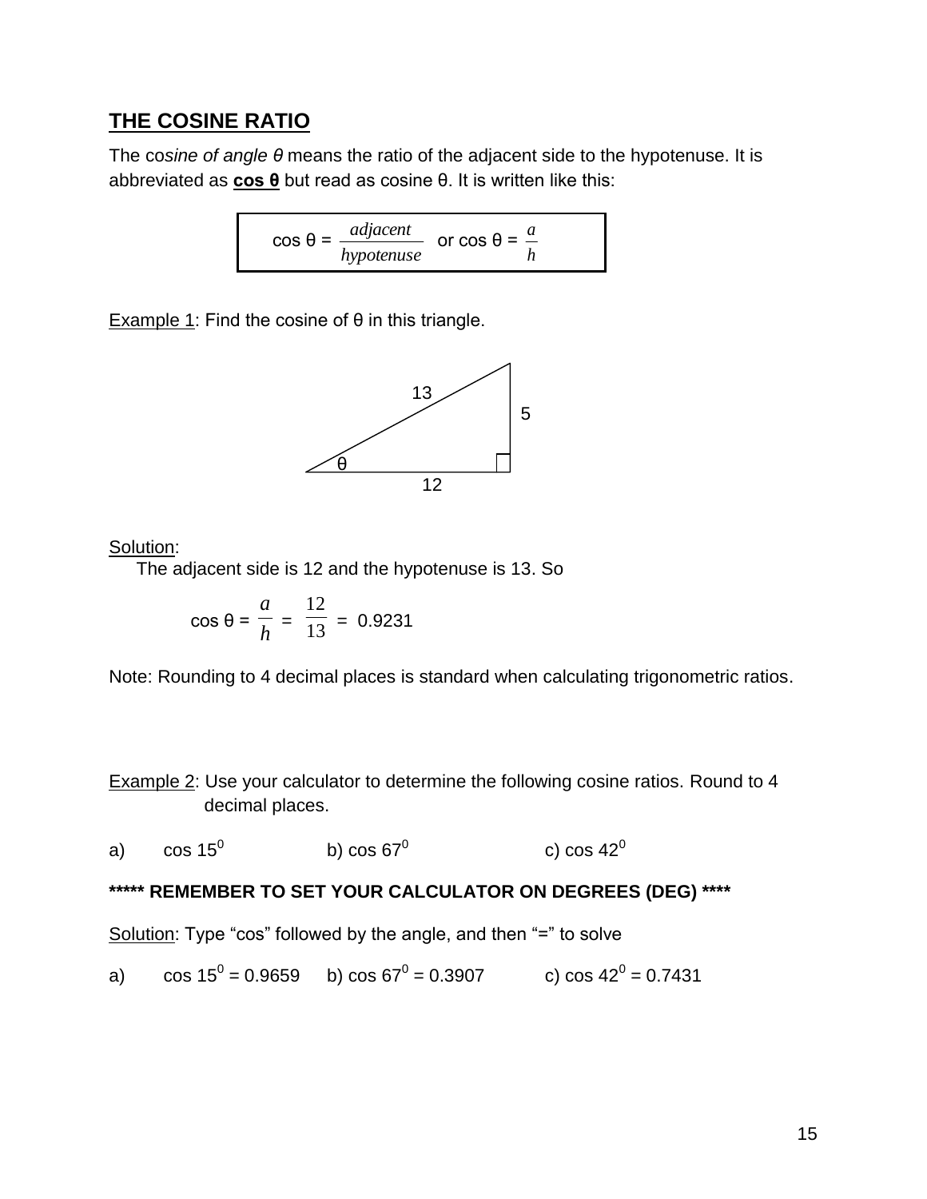## THE COSINE RATIO

The co*sine of angle θ* means the ratio of the adjacent side to the hypotenuse. It is abbreviated as **cos θ** but read as cosine θ. It is written like this:

$$\cos \theta = \frac{adjacent}{hypotenuse} \quad \text{or } \cos \theta = \frac{a}{h}$$

Example 1: Find the cosine of θ in this triangle.

13

5

θ

12

Solution:

The adjacent side is 12 and the hypotenuse is 13. So

$$\cos \theta = \frac{a}{h} = \frac{12}{13} = 0.9231$$

Note: Rounding to 4 decimal places is standard when calculating trigonometric ratios.

Example 2: Use your calculator to determine the following cosine ratios. Round to 4 decimal places.

a) $\cos 15^0$ b) $\cos 67^0$ c) $\cos 42^0$

**\*\*\*\*\* REMEMBER TO SET YOUR CALCULATOR ON DEGREES (DEG) \*\*\*\***

Solution: Type "cos" followed by the angle, and then "=" to solve

a) $\cos 15^0 = 0.9659$ b) $\cos 67^0 = 0.3907$ c) $\cos 42^0 = 0.7431$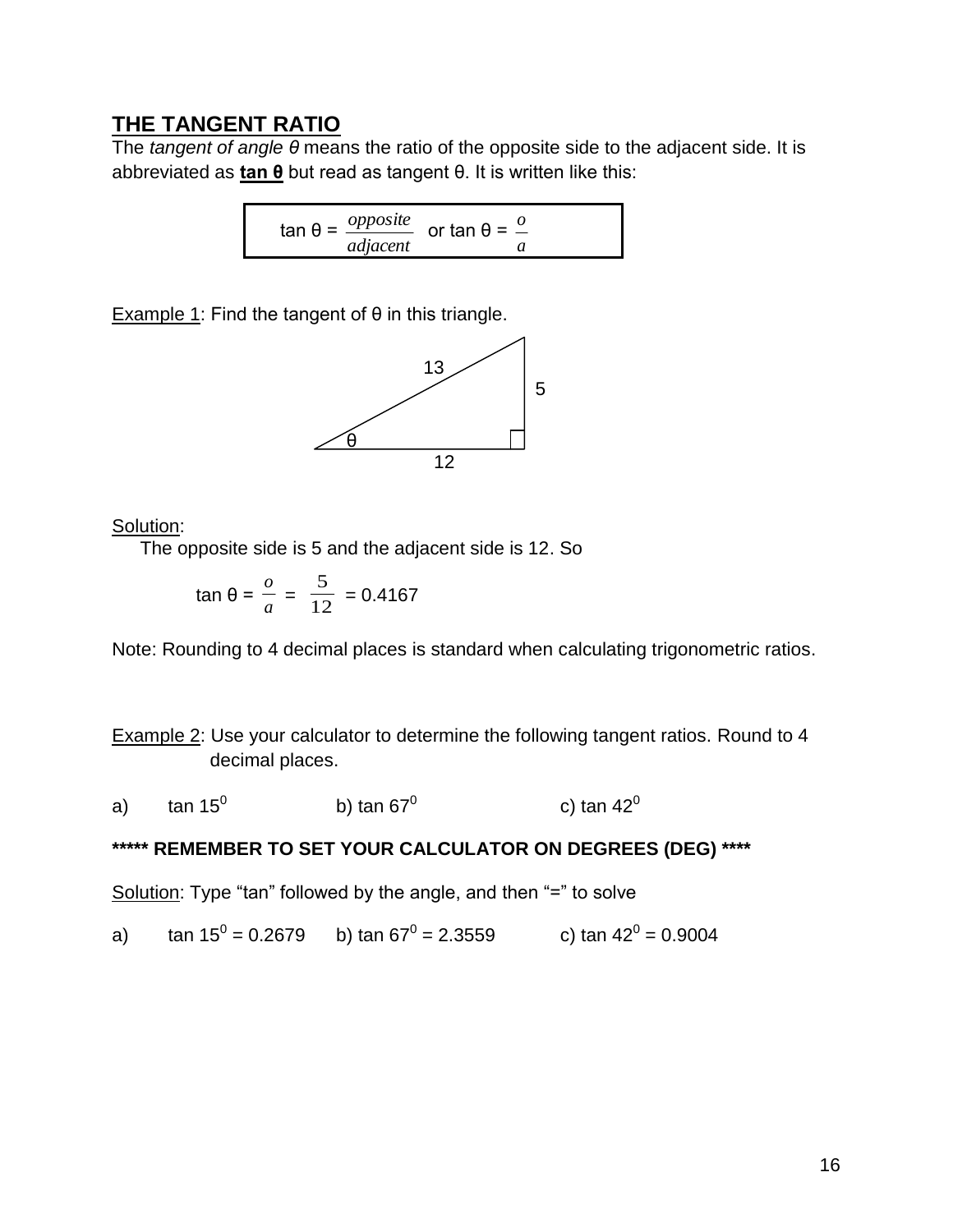## THE TANGENT RATIO

The *tangent of angle θ* means the ratio of the opposite side to the adjacent side. It is abbreviated as **tan θ** but read as tangent θ. It is written like this:

$$\tan \theta = \frac{opposite}{adjacent} \quad \text{or } \tan \theta = \frac{o}{a}$$

Example 1: Find the tangent of θ in this triangle.

13
5
θ
12

Solution:

The opposite side is 5 and the adjacent side is 12. So

$$\tan \theta = \frac{o}{a} = \frac{5}{12} = 0.4167$$

Note: Rounding to 4 decimal places is standard when calculating trigonometric ratios.

Example 2: Use your calculator to determine the following tangent ratios. Round to 4 decimal places.

a) $\tan 15^0$ b) $\tan 67^0$ c) $\tan 42^0$

**\*\*\*\*\* REMEMBER TO SET YOUR CALCULATOR ON DEGREES (DEG) \*\*\*\***

Solution: Type "tan" followed by the angle, and then "=" to solve

a) $\tan 15^0 = 0.2679$ b) $\tan 67^0 = 2.3559$ c) $\tan 42^0 = 0.9004$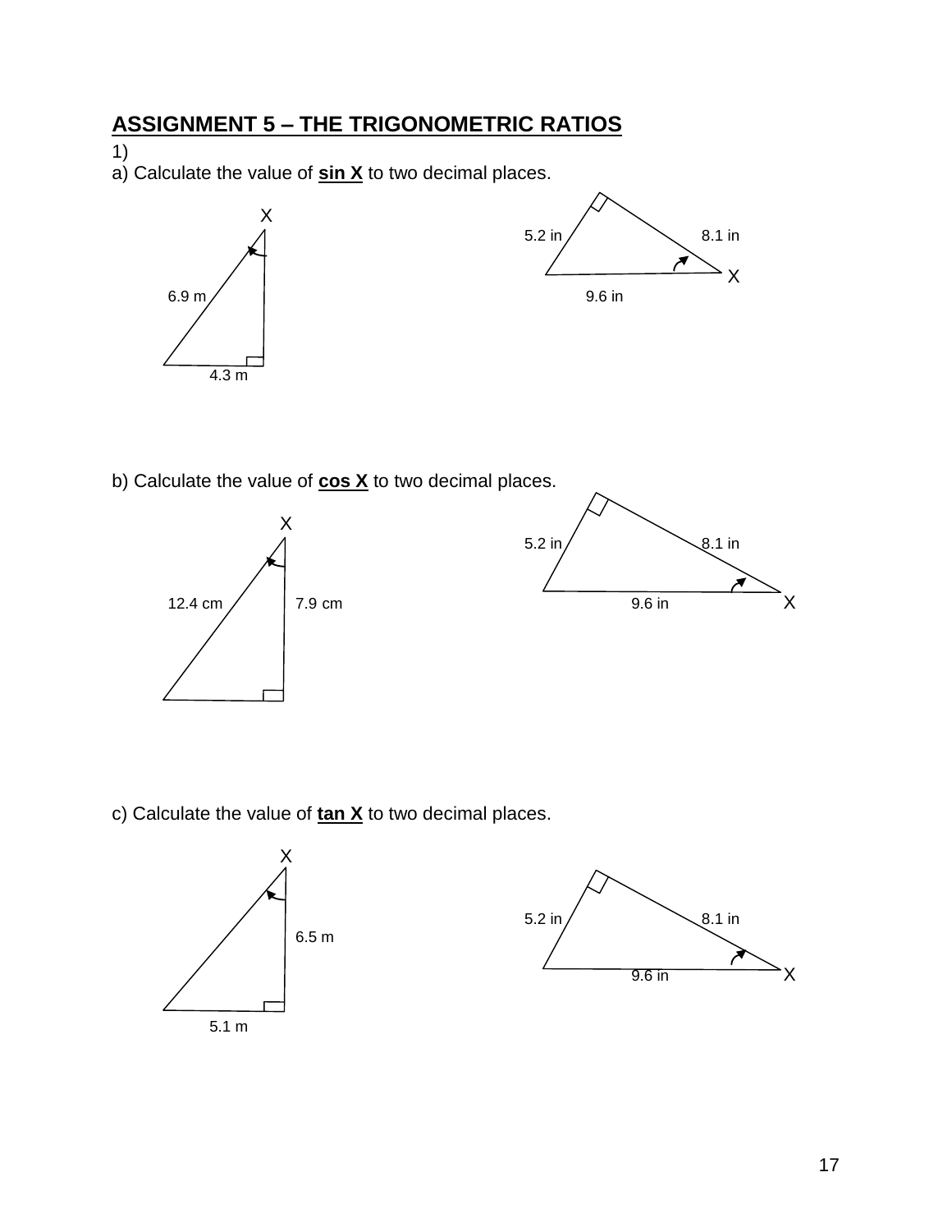## ASSIGNMENT 5 – THE TRIGONOMETRIC RATIOS

1)

a) Calculate the value of **sin X** to two decimal places.

X

6.9 m

4.3 m

5.2 in

8.1 in

X

9.6 in

b) Calculate the value of **cos X** to two decimal places.

X

12.4 cm

7.9 cm

5.2 in

8.1 in

9.6 in

X

c) Calculate the value of **tan X** to two decimal places.

X

6.5 m

5.1 m

5.2 in

8.1 in

9.6 in

X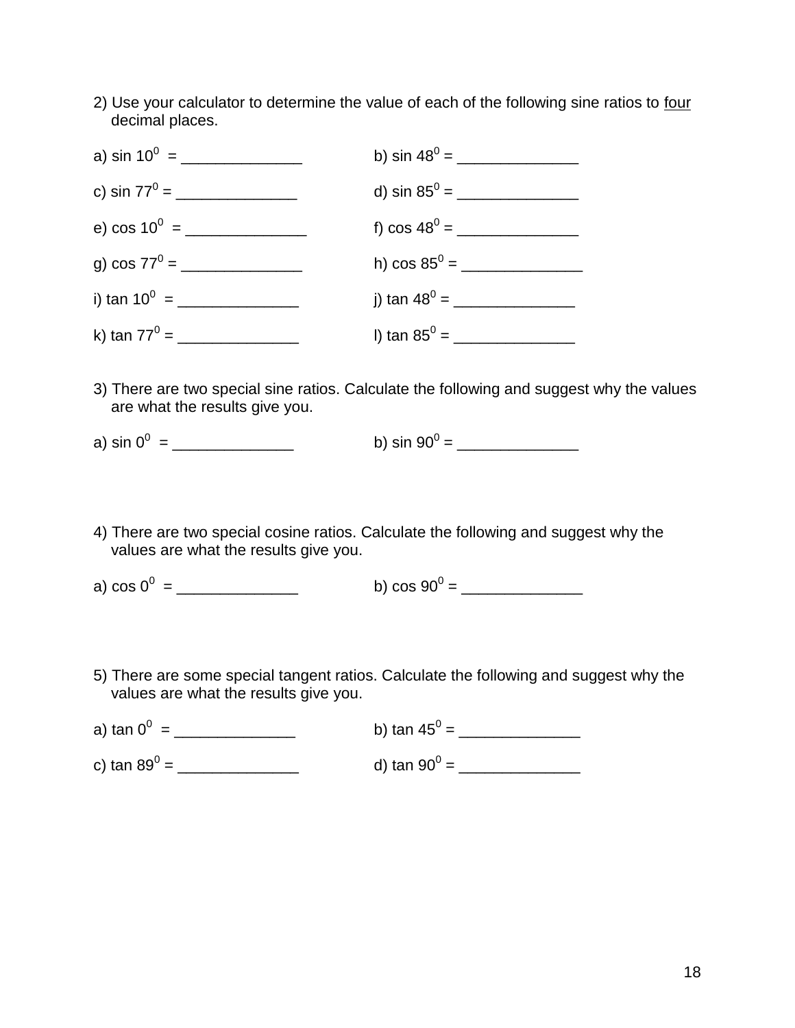2) Use your calculator to determine the value of each of the following sine ratios to <u>four</u> decimal places.

a) $\sin 10^0$ = ______________ b) $\sin 48^0$ = ______________

c) $\sin 77^0$ = ______________ d) $\sin 85^0$ = ______________

e) $\cos 10^0$ = ______________ f) $\cos 48^0$ = ______________

g) $\cos 77^0$ = ______________ h) $\cos 85^0$ = ______________

i) $\tan 10^0$ = ______________ j) $\tan 48^0$ = ______________

k) $\tan 77^0$ = ______________ l) $\tan 85^0$ = ______________

3) There are two special sine ratios. Calculate the following and suggest why the values are what the results give you.

a) $\sin 0^0$ = ______________ b) $\sin 90^0$ = ______________

4) There are two special cosine ratios. Calculate the following and suggest why the values are what the results give you.

a) $\cos 0^0$ = ______________ b) $\cos 90^0$ = ______________

5) There are some special tangent ratios. Calculate the following and suggest why the values are what the results give you.

a) $\tan 0^0$ = ______________ b) $\tan 45^0$ = ______________

c) $\tan 89^0$ = ______________ d) $\tan 90^0$ = ______________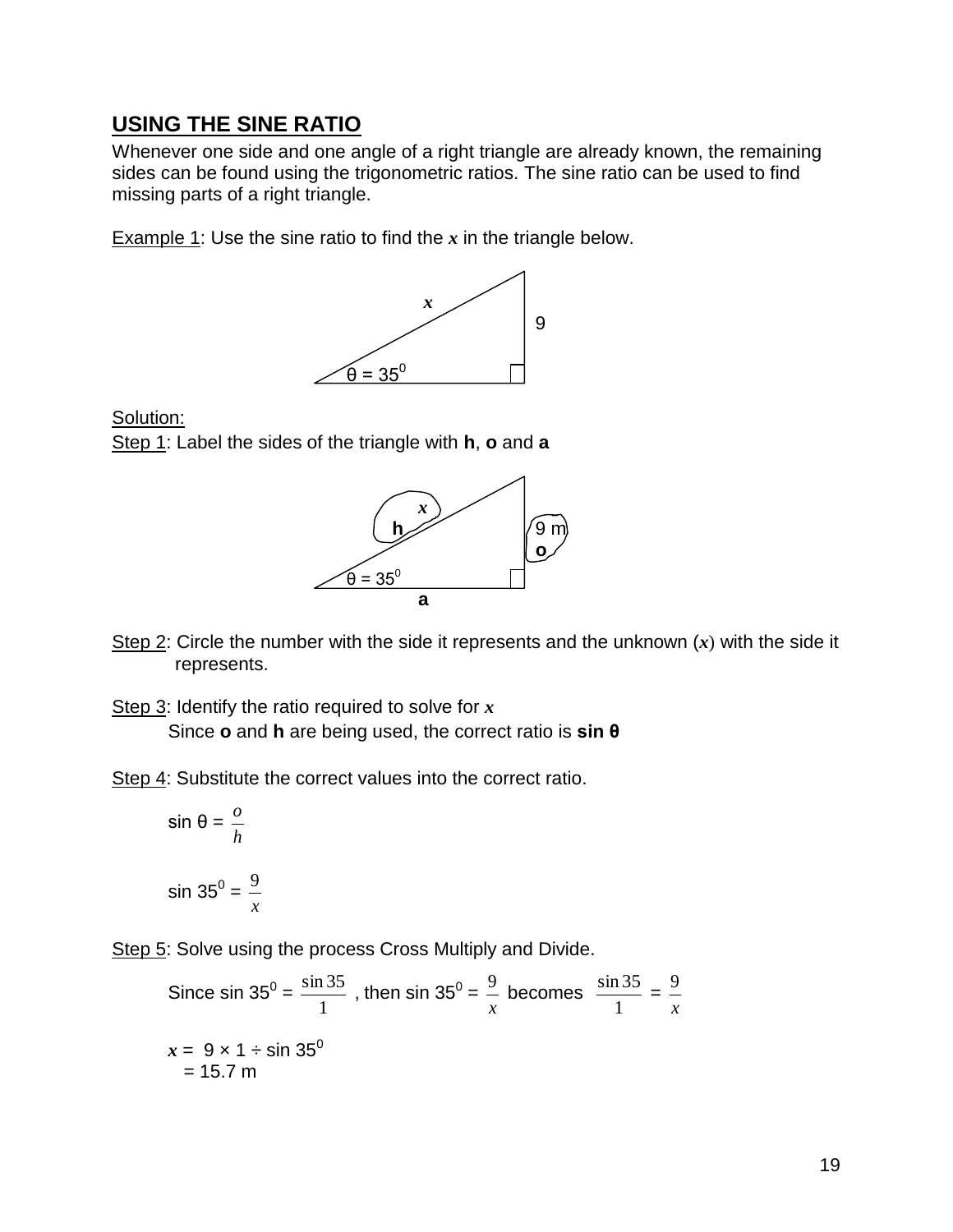## USING THE SINE RATIO

Whenever one side and one angle of a right triangle are already known, the remaining sides can be found using the trigonometric ratios. The sine ratio can be used to find missing parts of a right triangle.

Example 1: Use the sine ratio to find the $x$ in the triangle below.

$x$

9

$\theta = 35^0$

Solution:

Step 1: Label the sides of the triangle with **h**, **o** and **a**

$x$

**h**

9 m

**o**

$\theta = 35^0$

**a**

Step 2: Circle the number with the side it represents and the unknown ($x$) with the side it represents.

Step 3: Identify the ratio required to solve for $x$

Since **o** and **h** are being used, the correct ratio is **sin θ**

Step 4: Substitute the correct values into the correct ratio.

$$\sin \theta = \frac{o}{h}$$

$$\sin 35^0 = \frac{9}{x}$$

Step 5: Solve using the process Cross Multiply and Divide.

Since $\sin 35^0 = \frac{\sin 35}{1}$ , then $\sin 35^0 = \frac{9}{x}$ becomes $\frac{\sin 35}{1} = \frac{9}{x}$

$x = 9 \times 1 \div \sin 35^0$

$= 15.7$ m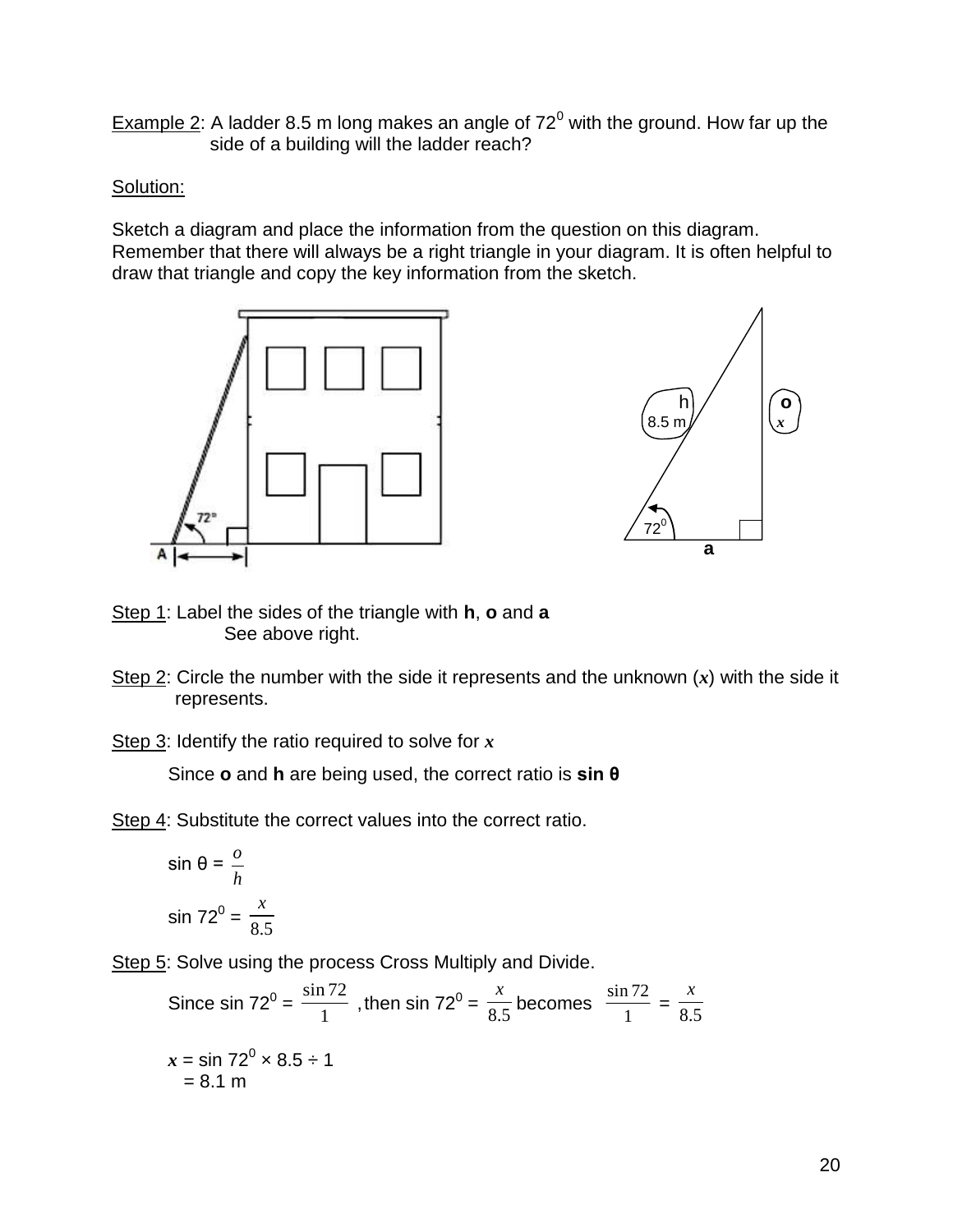Example 2: A ladder 8.5 m long makes an angle of $72^0$ with the ground. How far up the side of a building will the ladder reach?

Solution:

Sketch a diagram and place the information from the question on this diagram. Remember that there will always be a right triangle in your diagram. It is often helpful to draw that triangle and copy the key information from the sketch.

Step 1: Label the sides of the triangle with **h**, **o** and **a**
See above right.

Step 2: Circle the number with the side it represents and the unknown ($x$) with the side it represents.

Step 3: Identify the ratio required to solve for $x$

Since **o** and **h** are being used, the correct ratio is **sin θ**

Step 4: Substitute the correct values into the correct ratio.

$$\sin \theta = \frac{o}{h}$$

$$\sin 72^0 = \frac{x}{8.5}$$

Step 5: Solve using the process Cross Multiply and Divide.

Since $\sin 72^0 = \frac{\sin 72}{1}$, then $\sin 72^0 = \frac{x}{8.5}$ becomes $\frac{\sin 72}{1} = \frac{x}{8.5}$

$x = \sin 72^0 \times 8.5 \div 1$
$= 8.1$ m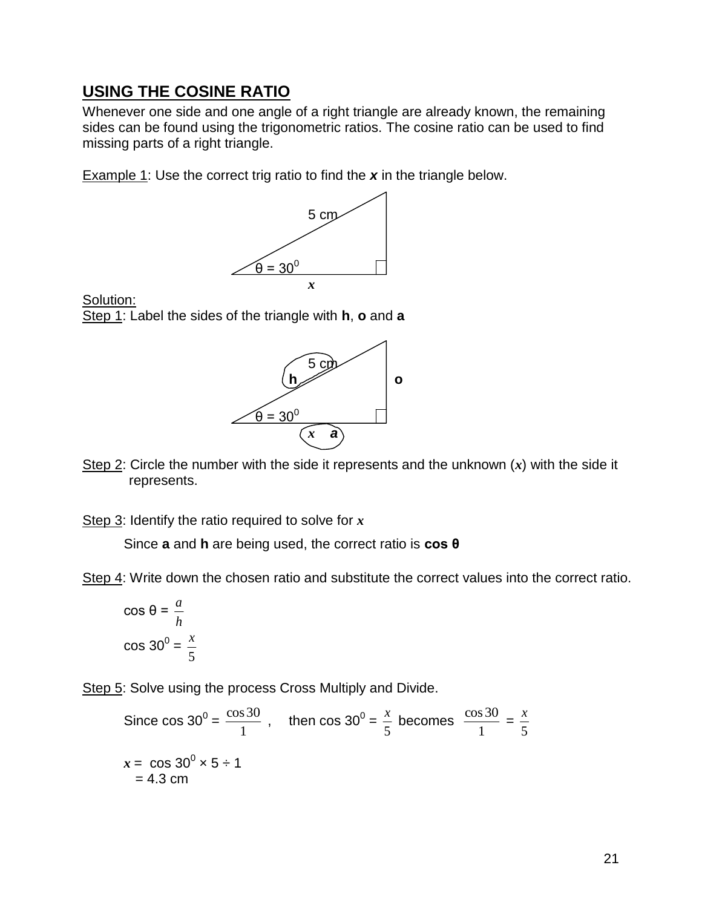## USING THE COSINE RATIO

Whenever one side and one angle of a right triangle are already known, the remaining sides can be found using the trigonometric ratios. The cosine ratio can be used to find missing parts of a right triangle.

Example 1: Use the correct trig ratio to find the ***x*** in the triangle below.

5 cm

θ = $30^0$

*x*

Solution:

Step 1: Label the sides of the triangle with **h**, **o** and **a**

5 cm **h** **o**

θ = $30^0$

*x* ***a***

Step 2: Circle the number with the side it represents and the unknown ($x$) with the side it represents.

Step 3: Identify the ratio required to solve for $x$

Since **a** and **h** are being used, the correct ratio is **cos θ**

Step 4: Write down the chosen ratio and substitute the correct values into the correct ratio.

$\cos \theta = \frac{a}{h}$

$\cos 30^0 = \frac{x}{5}$

Step 5: Solve using the process Cross Multiply and Divide.

Since $\cos 30^0 = \frac{\cos 30}{1}$ , then $\cos 30^0 = \frac{x}{5}$ becomes $\frac{\cos 30}{1} = \frac{x}{5}$

$x = \cos 30^0 \times 5 \div 1$

$= 4.3$ cm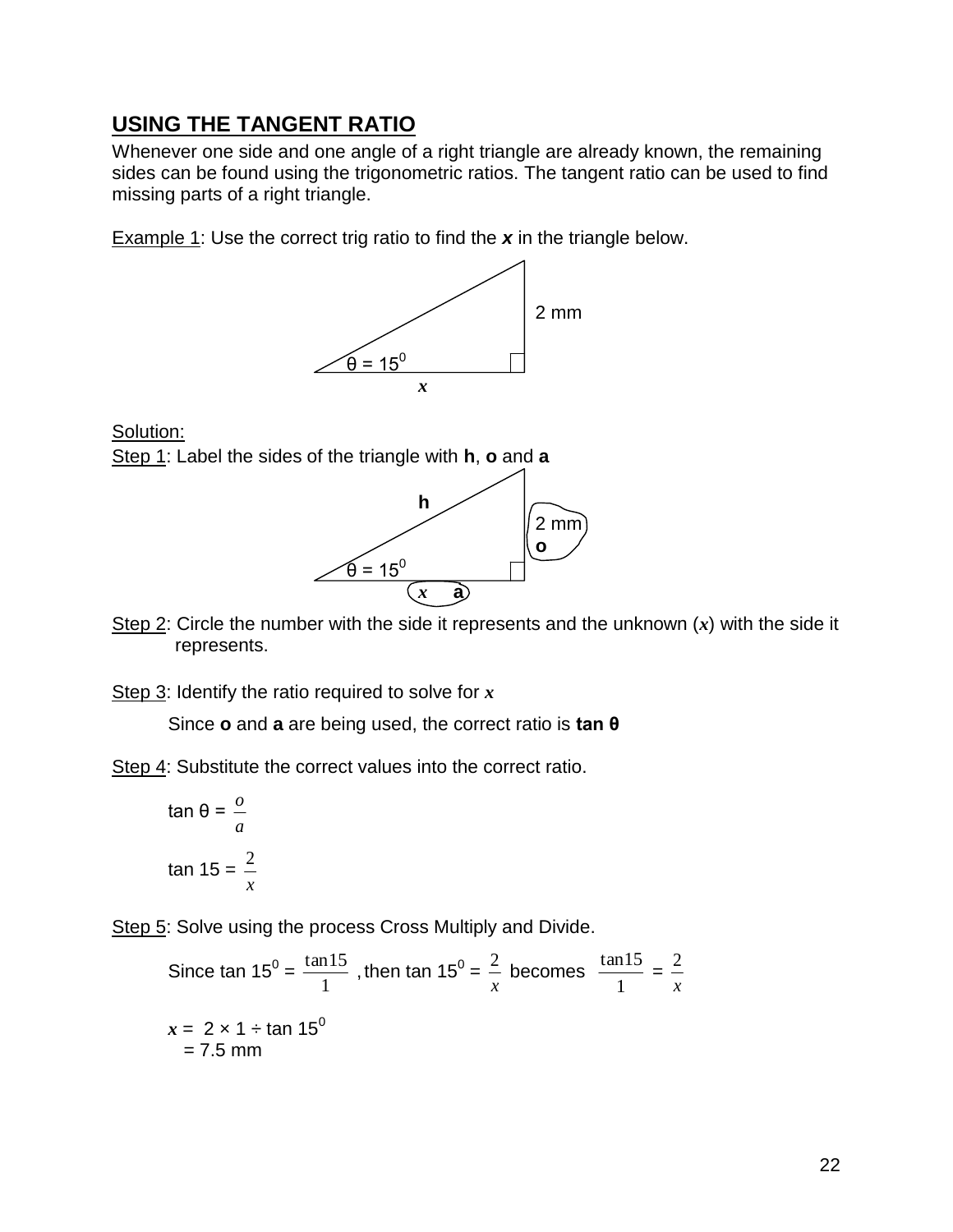## USING THE TANGENT RATIO

Whenever one side and one angle of a right triangle are already known, the remaining sides can be found using the trigonometric ratios. The tangent ratio can be used to find missing parts of a right triangle.

Example 1: Use the correct trig ratio to find the $x$ in the triangle below.

2 mm

$\theta = 15^0$

$x$

Solution:

Step 1: Label the sides of the triangle with **h**, **o** and **a**

h

2 mm
o

$\theta = 15^0$

$x$ a

Step 2: Circle the number with the side it represents and the unknown ($x$) with the side it represents.

Step 3: Identify the ratio required to solve for $x$

Since **o** and **a** are being used, the correct ratio is **tan θ**

Step 4: Substitute the correct values into the correct ratio.

$$\tan \theta = \frac{o}{a}$$

$$\tan 15 = \frac{2}{x}$$

Step 5: Solve using the process Cross Multiply and Divide.

Since $\tan 15^0 = \frac{\tan 15}{1}$, then $\tan 15^0 = \frac{2}{x}$ becomes $\frac{\tan 15}{1} = \frac{2}{x}$

$x = 2 \times 1 \div \tan 15^0$
$= 7.5$ mm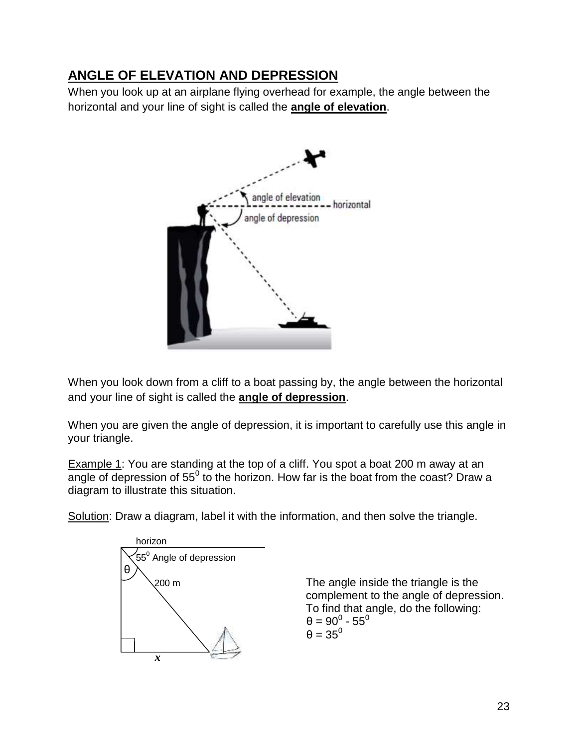## ANGLE OF ELEVATION AND DEPRESSION

When you look up at an airplane flying overhead for example, the angle between the horizontal and your line of sight is called the **angle of elevation**.

When you look down from a cliff to a boat passing by, the angle between the horizontal and your line of sight is called the **angle of depression**.

When you are given the angle of depression, it is important to carefully use this angle in your triangle.

Example 1: You are standing at the top of a cliff. You spot a boat 200 m away at an angle of depression of $55^0$ to the horizon. How far is the boat from the coast? Draw a diagram to illustrate this situation.

Solution: Draw a diagram, label it with the information, and then solve the triangle.

The angle inside the triangle is the complement to the angle of depression. To find that angle, do the following:

$\theta = 90^0 - 55^0$

$\theta = 35^0$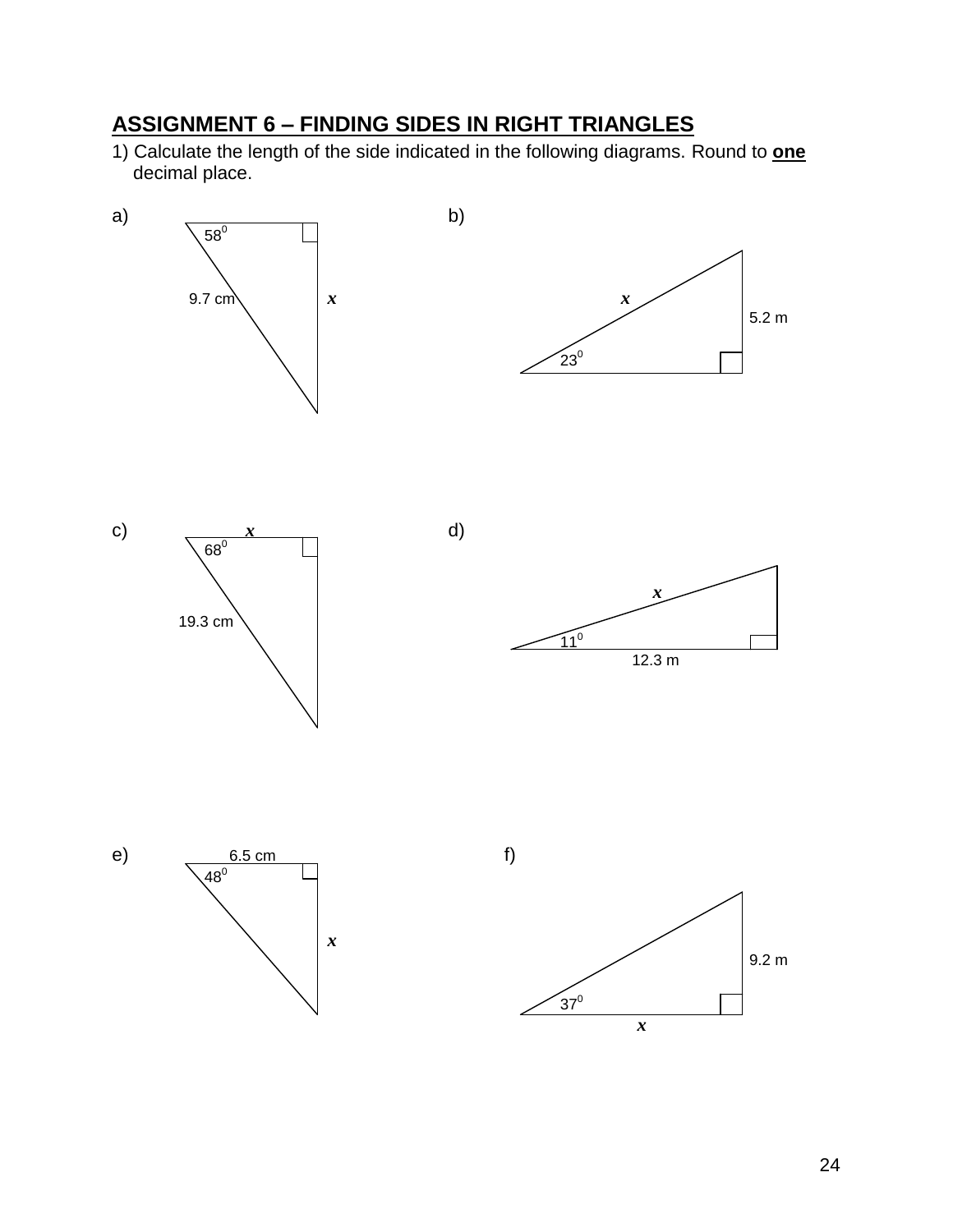## ASSIGNMENT 6 – FINDING SIDES IN RIGHT TRIANGLES

1) Calculate the length of the side indicated in the following diagrams. Round to **one** decimal place.

a) $58^0$, 9.7 cm, $x$

b) $x$, 5.2 m, $23^0$

c) $x$, $68^0$, 19.3 cm

d) $x$, $11^0$, 12.3 m

e) 6.5 cm, $48^0$, $x$

f) 9.2 m, $37^0$, $x$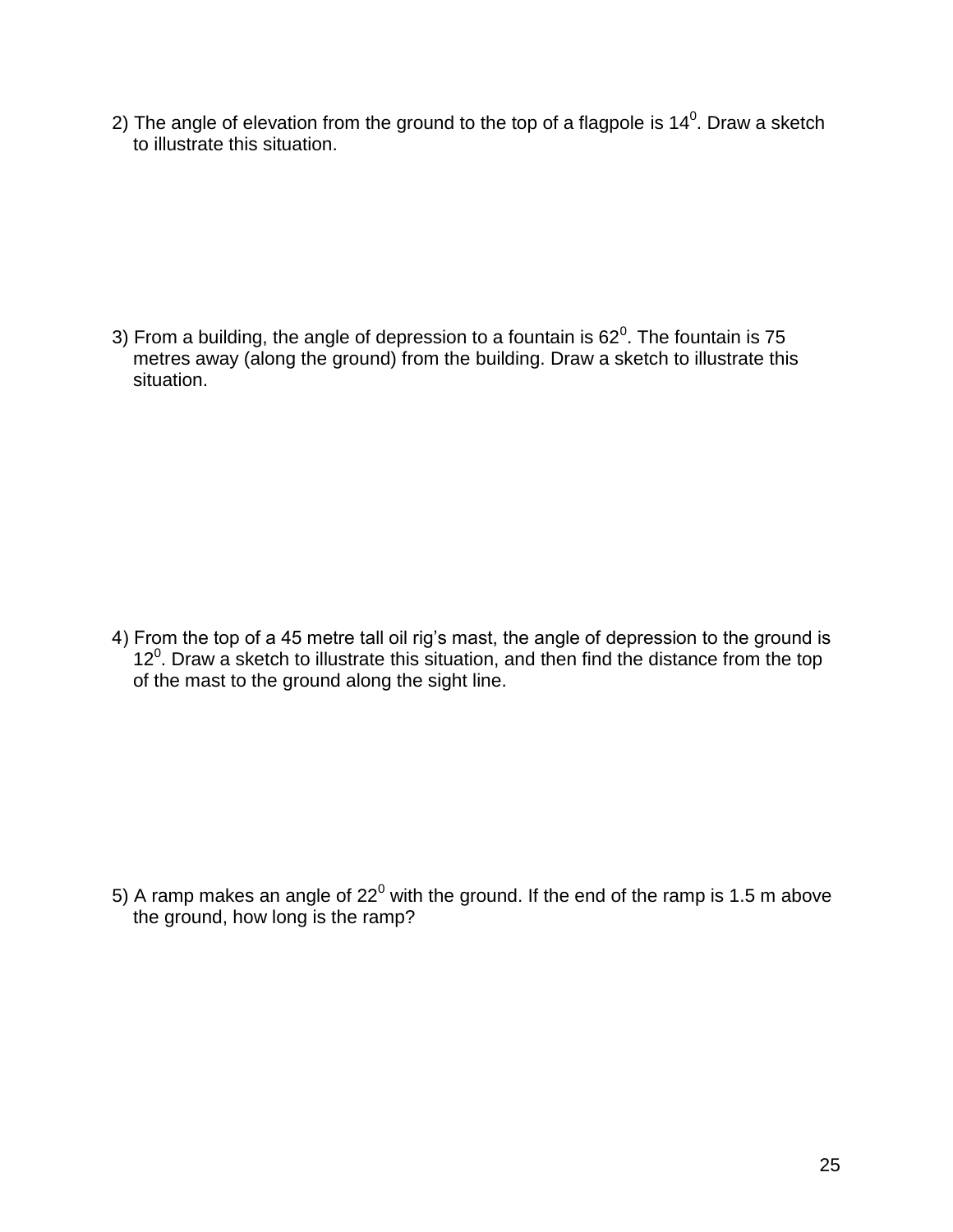2) The angle of elevation from the ground to the top of a flagpole is $14^0$. Draw a sketch to illustrate this situation.

3) From a building, the angle of depression to a fountain is $62^0$. The fountain is 75 metres away (along the ground) from the building. Draw a sketch to illustrate this situation.

4) From the top of a 45 metre tall oil rig's mast, the angle of depression to the ground is $12^0$. Draw a sketch to illustrate this situation, and then find the distance from the top of the mast to the ground along the sight line.

5) A ramp makes an angle of $22^0$ with the ground. If the end of the ramp is 1.5 m above the ground, how long is the ramp?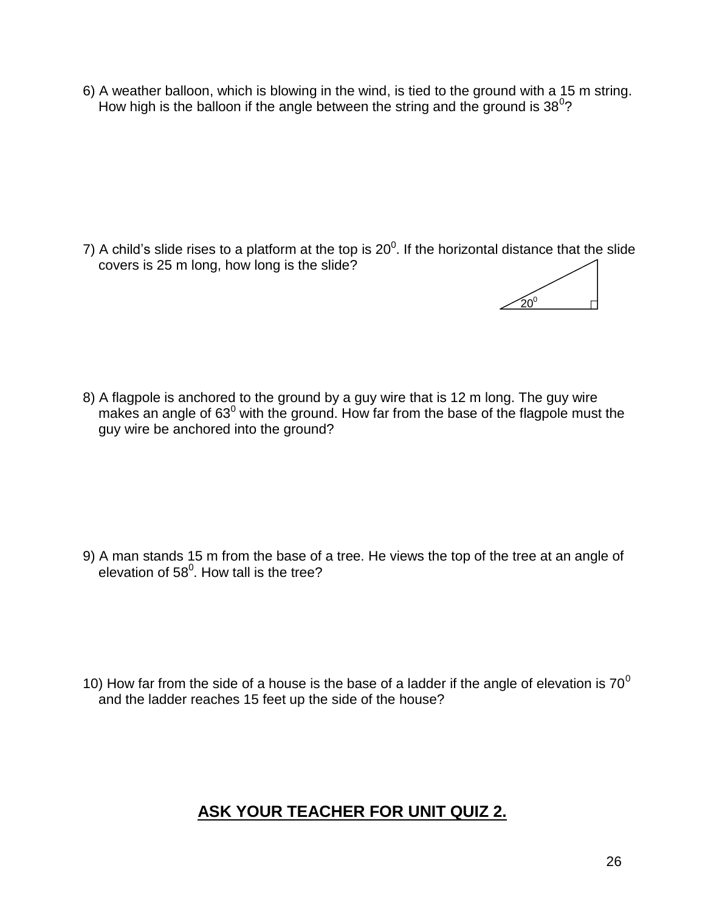6) A weather balloon, which is blowing in the wind, is tied to the ground with a 15 m string. How high is the balloon if the angle between the string and the ground is $38^0$?

7) A child's slide rises to a platform at the top is $20^0$. If the horizontal distance that the slide covers is 25 m long, how long is the slide?

$20^0$

8) A flagpole is anchored to the ground by a guy wire that is 12 m long. The guy wire makes an angle of $63^0$ with the ground. How far from the base of the flagpole must the guy wire be anchored into the ground?

9) A man stands 15 m from the base of a tree. He views the top of the tree at an angle of elevation of $58^0$. How tall is the tree?

10) How far from the side of a house is the base of a ladder if the angle of elevation is $70^0$ and the ladder reaches 15 feet up the side of the house?

**ASK YOUR TEACHER FOR UNIT QUIZ 2.**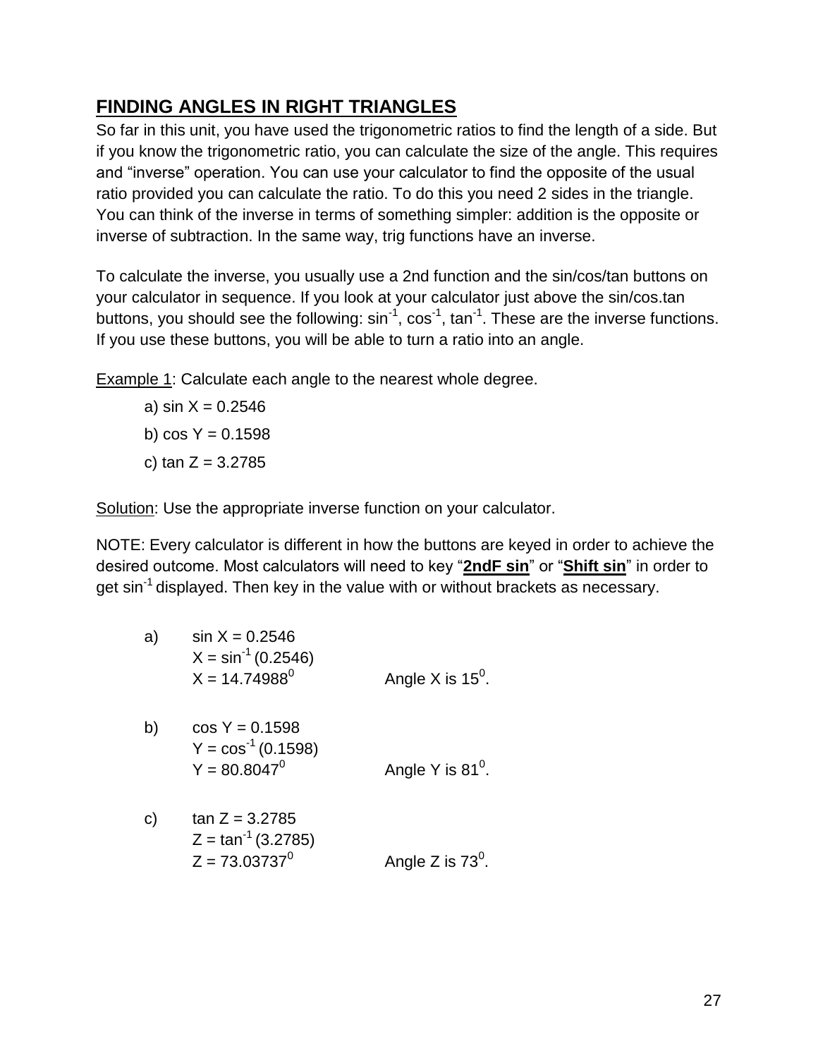## FINDING ANGLES IN RIGHT TRIANGLES

So far in this unit, you have used the trigonometric ratios to find the length of a side. But if you know the trigonometric ratio, you can calculate the size of the angle. This requires and "inverse" operation. You can use your calculator to find the opposite of the usual ratio provided you can calculate the ratio. To do this you need 2 sides in the triangle. You can think of the inverse in terms of something simpler: addition is the opposite or inverse of subtraction. In the same way, trig functions have an inverse.

To calculate the inverse, you usually use a 2nd function and the sin/cos/tan buttons on your calculator in sequence. If you look at your calculator just above the sin/cos.tan buttons, you should see the following: $\sin^{-1}$, $\cos^{-1}$, $\tan^{-1}$. These are the inverse functions. If you use these buttons, you will be able to turn a ratio into an angle.

Example 1: Calculate each angle to the nearest whole degree.

a) $\sin X = 0.2546$

b) $\cos Y = 0.1598$

c) $\tan Z = 3.2785$

Solution: Use the appropriate inverse function on your calculator.

NOTE: Every calculator is different in how the buttons are keyed in order to achieve the desired outcome. Most calculators will need to key "**2ndF sin**" or "**Shift sin**" in order to get $\sin^{-1}$ displayed. Then key in the value with or without brackets as necessary.

a) $\sin X = 0.2546$
$X = \sin^{-1}(0.2546)$
$X = 14.74988^0$ Angle X is $15^0$.

b) $\cos Y = 0.1598$
$Y = \cos^{-1}(0.1598)$
$Y = 80.8047^0$ Angle Y is $81^0$.

c) $\tan Z = 3.2785$
$Z = \tan^{-1}(3.2785)$
$Z = 73.03737^0$ Angle Z is $73^0$.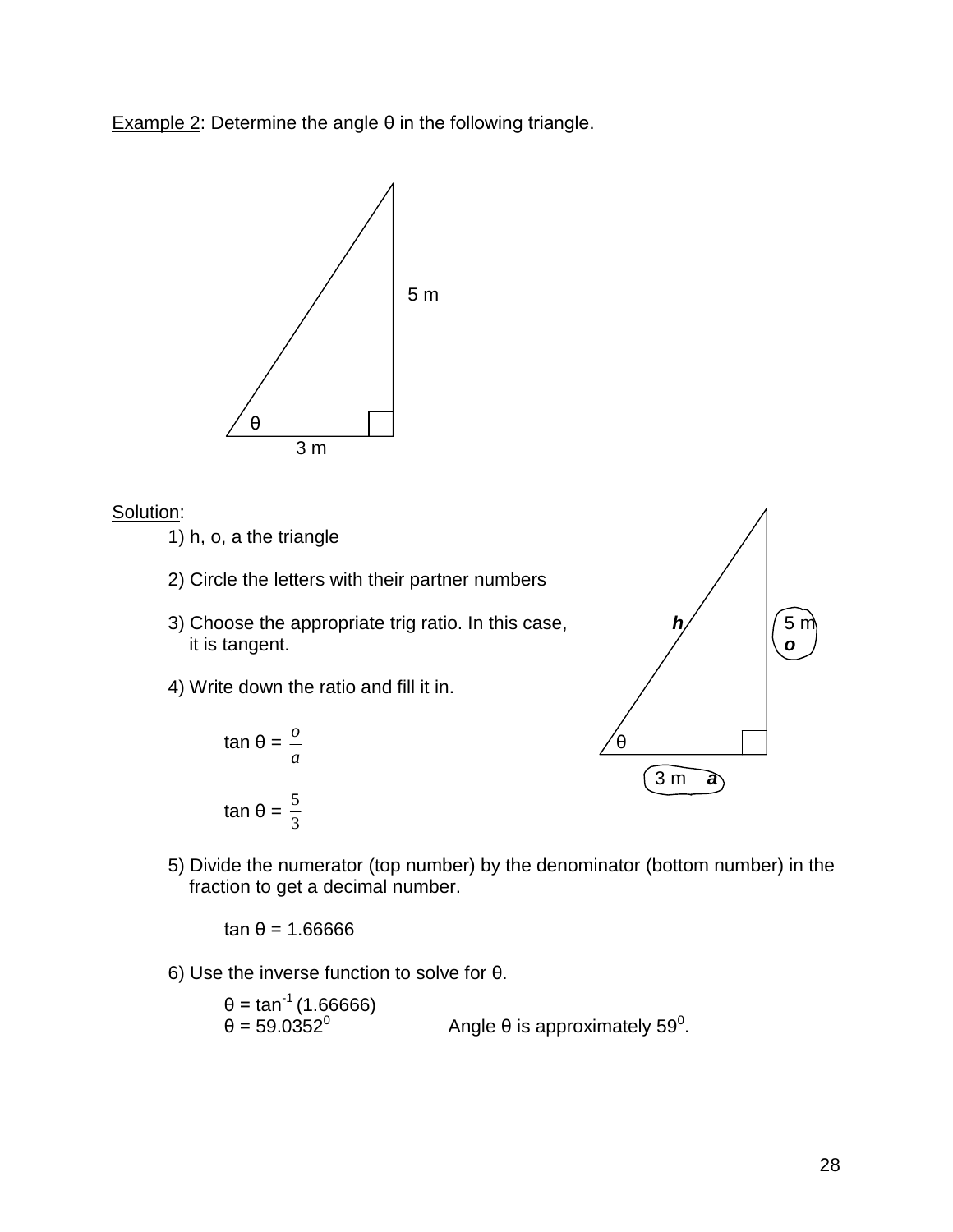Example 2: Determine the angle θ in the following triangle.

Solution:

1) h, o, a the triangle

2) Circle the letters with their partner numbers

3) Choose the appropriate trig ratio. In this case, it is tangent.

4) Write down the ratio and fill it in.

$$\tan \theta = \frac{o}{a}$$

$$\tan \theta = \frac{5}{3}$$

5) Divide the numerator (top number) by the denominator (bottom number) in the fraction to get a decimal number.

$$\tan \theta = 1.66666$$

6) Use the inverse function to solve for θ.

$$\theta = \tan^{-1}(1.66666)$$

$$\theta = 59.0352^0$$

Angle θ is approximately $59^0$.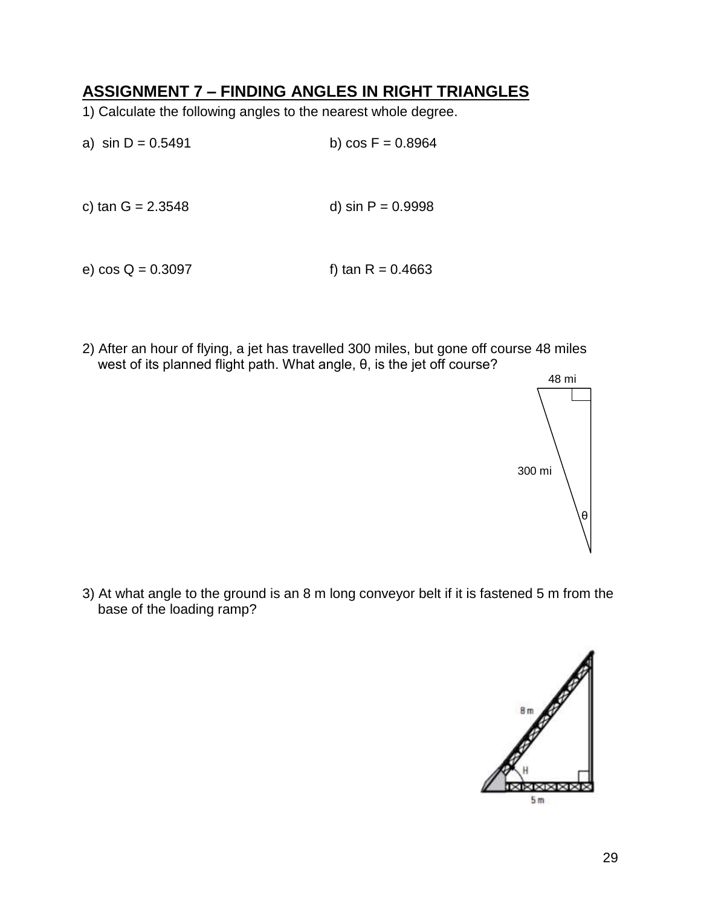## ASSIGNMENT 7 – FINDING ANGLES IN RIGHT TRIANGLES

1) Calculate the following angles to the nearest whole degree.

a) $\sin D = 0.5491$

b) $\cos F = 0.8964$

c) $\tan G = 2.3548$

d) $\sin P = 0.9998$

e) $\cos Q = 0.3097$

f) $\tan R = 0.4663$

2) After an hour of flying, a jet has travelled 300 miles, but gone off course 48 miles west of its planned flight path. What angle, θ, is the jet off course?

48 mi

300 mi

θ

3) At what angle to the ground is an 8 m long conveyor belt if it is fastened 5 m from the base of the loading ramp?

8 m

H

5 m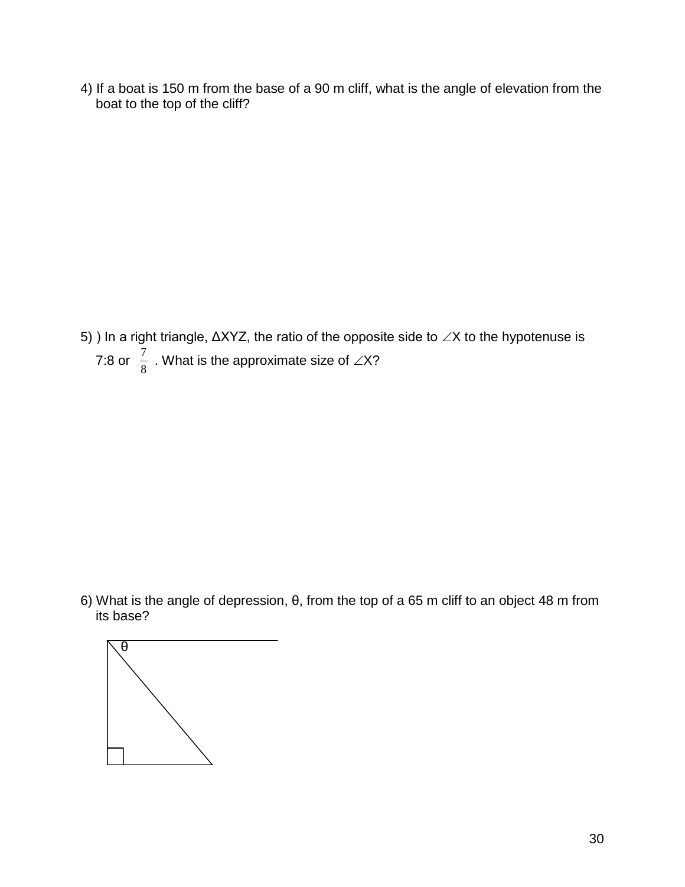4) If a boat is 150 m from the base of a 90 m cliff, what is the angle of elevation from the boat to the top of the cliff?

5) ) In a right triangle, ΔXYZ, the ratio of the opposite side to $\angle$X to the hypotenuse is 7:8 or $\frac{7}{8}$ . What is the approximate size of $\angle$X?

6) What is the angle of depression, θ, from the top of a 65 m cliff to an object 48 m from its base?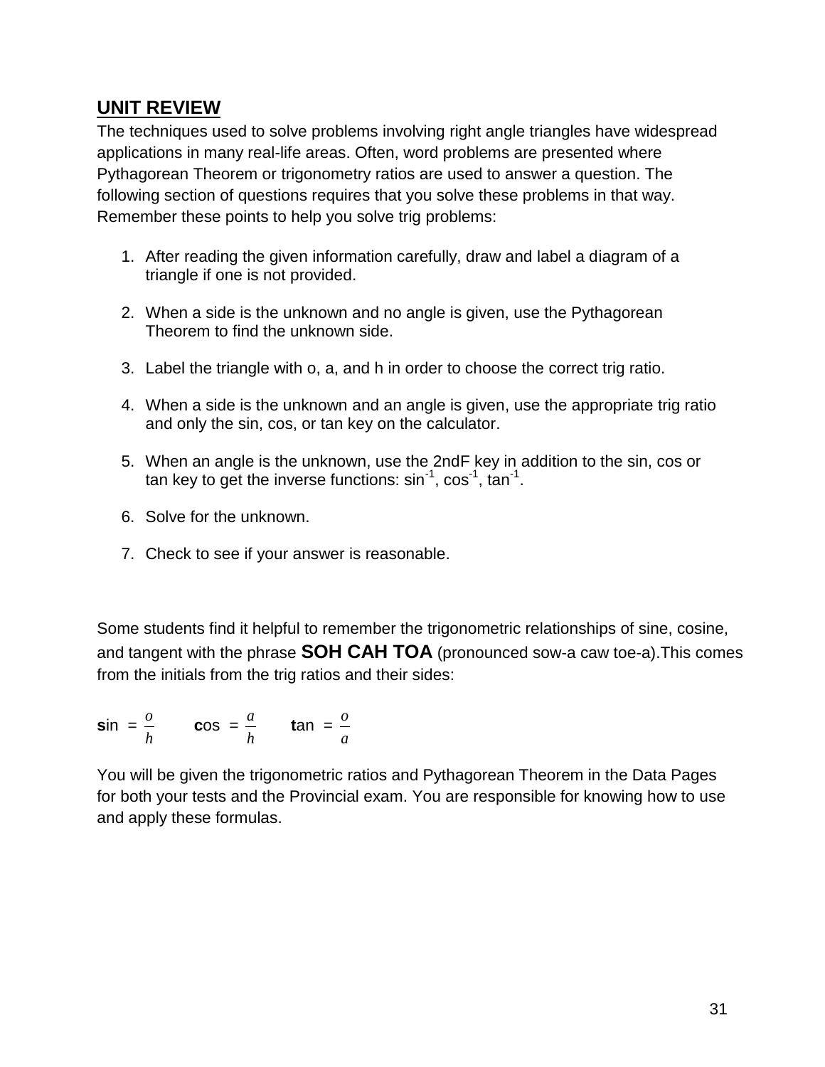## UNIT REVIEW

The techniques used to solve problems involving right angle triangles have widespread applications in many real-life areas. Often, word problems are presented where Pythagorean Theorem or trigonometry ratios are used to answer a question. The following section of questions requires that you solve these problems in that way. Remember these points to help you solve trig problems:

1. After reading the given information carefully, draw and label a diagram of a triangle if one is not provided.

2. When a side is the unknown and no angle is given, use the Pythagorean Theorem to find the unknown side.

3. Label the triangle with o, a, and h in order to choose the correct trig ratio.

4. When a side is the unknown and an angle is given, use the appropriate trig ratio and only the sin, cos, or tan key on the calculator.

5. When an angle is the unknown, use the 2ndF key in addition to the sin, cos or tan key to get the inverse functions: $\sin^{-1}$, $\cos^{-1}$, $\tan^{-1}$.

6. Solve for the unknown.

7. Check to see if your answer is reasonable.

Some students find it helpful to remember the trigonometric relationships of sine, cosine, and tangent with the phrase **SOH CAH TOA** (pronounced sow-a caw toe-a).This comes from the initials from the trig ratios and their sides:

**s**in $= \frac{o}{h}$ **c**os $= \frac{a}{h}$ **t**an $= \frac{o}{a}$

You will be given the trigonometric ratios and Pythagorean Theorem in the Data Pages for both your tests and the Provincial exam. You are responsible for knowing how to use and apply these formulas.